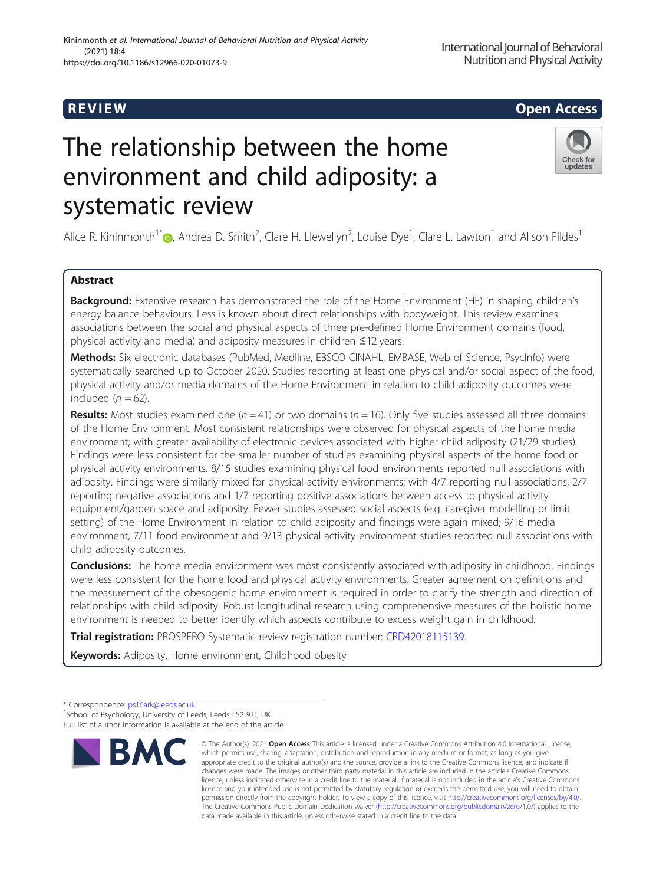REVIEW Open Access

# The relationship between the home environment and child adiposity: a systematic review

Alice R. Kininmonth[1*], Andrea D. Smith[2], Clare H. Llewellyn[2], Louise Dye[1], Clare L. Lawton[1] and Alison Fildes[1]

## Abstract

**Background:** Extensive research has demonstrated the role of the Home Environment (HE) in shaping children's energy balance behaviours. Less is known about direct relationships with bodyweight. This review examines associations between the social and physical aspects of three pre-defined Home Environment domains (food, physical activity and media) and adiposity measures in children ≤12 years.

**Methods:** Six electronic databases (PubMed, Medline, EBSCO CINAHL, EMBASE, Web of Science, PsycInfo) were systematically searched up to October 2020. Studies reporting at least one physical and/or social aspect of the food, physical activity and/or media domains of the Home Environment in relation to child adiposity outcomes were included ($n = 62$).

**Results:** Most studies examined one ($n = 41$) or two domains ($n = 16$). Only five studies assessed all three domains of the Home Environment. Most consistent relationships were observed for physical aspects of the home media environment; with greater availability of electronic devices associated with higher child adiposity (21/29 studies). Findings were less consistent for the smaller number of studies examining physical aspects of the home food or physical activity environments. 8/15 studies examining physical food environments reported null associations with adiposity. Findings were similarly mixed for physical activity environments; with 4/7 reporting null associations, 2/7 reporting negative associations and 1/7 reporting positive associations between access to physical activity equipment/garden space and adiposity. Fewer studies assessed social aspects (e.g. caregiver modelling or limit setting) of the Home Environment in relation to child adiposity and findings were again mixed; 9/16 media environment, 7/11 food environment and 9/13 physical activity environment studies reported null associations with child adiposity outcomes.

**Conclusions:** The home media environment was most consistently associated with adiposity in childhood. Findings were less consistent for the home food and physical activity environments. Greater agreement on definitions and the measurement of the obesogenic home environment is required in order to clarify the strength and direction of relationships with child adiposity. Robust longitudinal research using comprehensive measures of the holistic home environment is needed to better identify which aspects contribute to excess weight gain in childhood.

**Trial registration:** PROSPERO Systematic review registration number: CRD42018115139.

**Keywords:** Adiposity, Home environment, Childhood obesity

* Correspondence: ps16ark@leeds.ac.uk
[1]School of Psychology, University of Leeds, Leeds LS2 9JT, UK
Full list of author information is available at the end of the article

© The Author(s). 2021 **Open Access** This article is licensed under a Creative Commons Attribution 4.0 International License, which permits use, sharing, adaptation, distribution and reproduction in any medium or format, as long as you give appropriate credit to the original author(s) and the source, provide a link to the Creative Commons licence, and indicate if changes were made. The images or other third party material in this article are included in the article's Creative Commons licence, unless indicated otherwise in a credit line to the material. If material is not included in the article's Creative Commons licence and your intended use is not permitted by statutory regulation or exceeds the permitted use, you will need to obtain permission directly from the copyright holder. To view a copy of this licence, visit http://creativecommons.org/licenses/by/4.0/. The Creative Commons Public Domain Dedication waiver (http://creativecommons.org/publicdomain/zero/1.0/) applies to the data made available in this article, unless otherwise stated in a credit line to the data.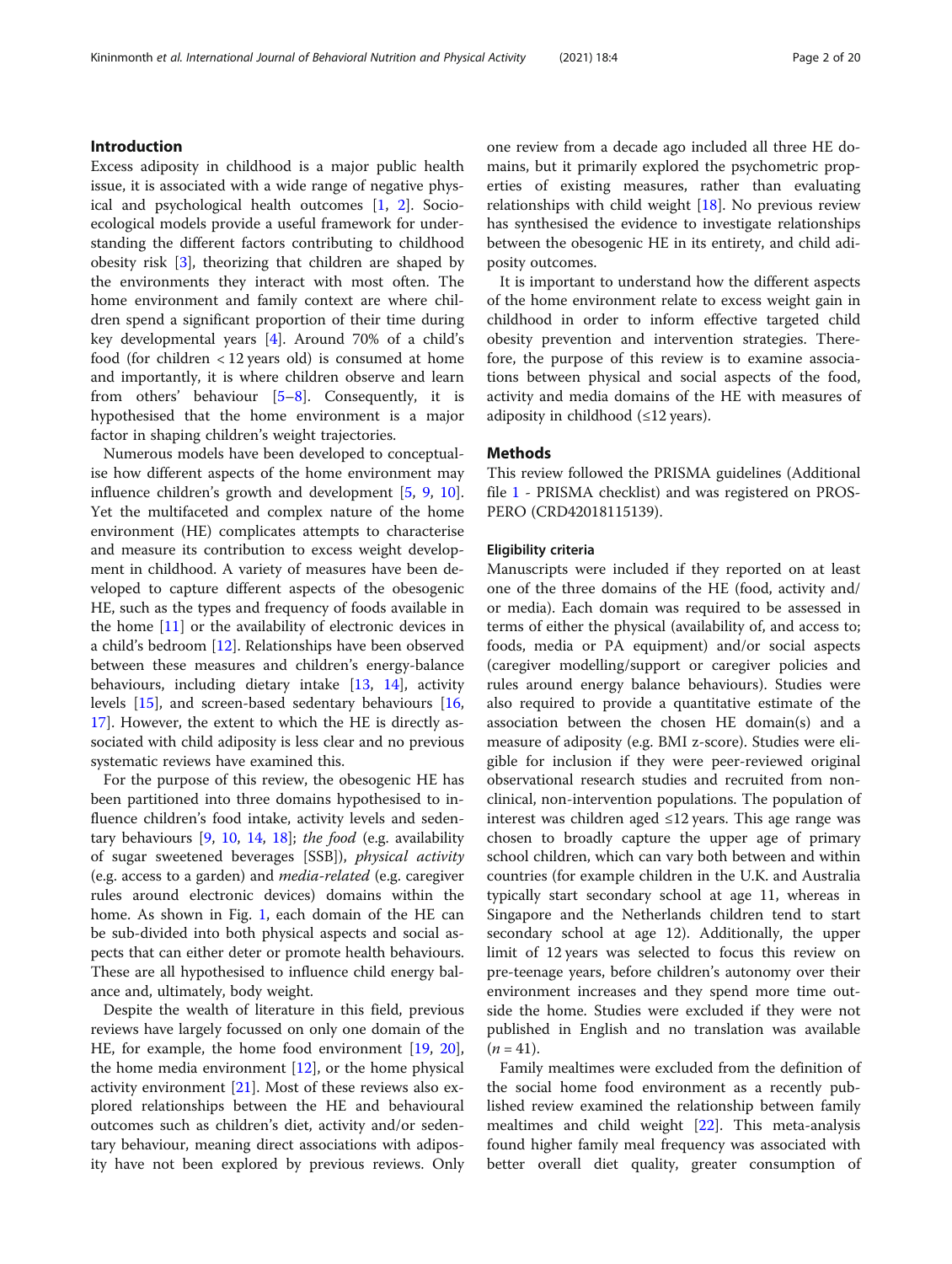## Introduction

Excess adiposity in childhood is a major public health issue, it is associated with a wide range of negative physical and psychological health outcomes [1, 2]. Socio-ecological models provide a useful framework for understanding the different factors contributing to childhood obesity risk [3], theorizing that children are shaped by the environments they interact with most often. The home environment and family context are where children spend a significant proportion of their time during key developmental years [4]. Around 70% of a child's food (for children < 12 years old) is consumed at home and importantly, it is where children observe and learn from others' behaviour [5–8]. Consequently, it is hypothesised that the home environment is a major factor in shaping children's weight trajectories.

Numerous models have been developed to conceptualise how different aspects of the home environment may influence children's growth and development [5, 9, 10]. Yet the multifaceted and complex nature of the home environment (HE) complicates attempts to characterise and measure its contribution to excess weight development in childhood. A variety of measures have been developed to capture different aspects of the obesogenic HE, such as the types and frequency of foods available in the home [11] or the availability of electronic devices in a child's bedroom [12]. Relationships have been observed between these measures and children's energy-balance behaviours, including dietary intake [13, 14], activity levels [15], and screen-based sedentary behaviours [16, 17]. However, the extent to which the HE is directly associated with child adiposity is less clear and no previous systematic reviews have examined this.

For the purpose of this review, the obesogenic HE has been partitioned into three domains hypothesised to influence children's food intake, activity levels and sedentary behaviours [9, 10, 14, 18]; *the food* (e.g. availability of sugar sweetened beverages [SSB]), *physical activity* (e.g. access to a garden) and *media-related* (e.g. caregiver rules around electronic devices) domains within the home. As shown in Fig. 1, each domain of the HE can be sub-divided into both physical aspects and social aspects that can either deter or promote health behaviours. These are all hypothesised to influence child energy balance and, ultimately, body weight.

Despite the wealth of literature in this field, previous reviews have largely focussed on only one domain of the HE, for example, the home food environment [19, 20], the home media environment [12], or the home physical activity environment [21]. Most of these reviews also explored relationships between the HE and behavioural outcomes such as children's diet, activity and/or sedentary behaviour, meaning direct associations with adiposity have not been explored by previous reviews. Only one review from a decade ago included all three HE domains, but it primarily explored the psychometric properties of existing measures, rather than evaluating relationships with child weight [18]. No previous review has synthesised the evidence to investigate relationships between the obesogenic HE in its entirety, and child adiposity outcomes.

It is important to understand how the different aspects of the home environment relate to excess weight gain in childhood in order to inform effective targeted child obesity prevention and intervention strategies. Therefore, the purpose of this review is to examine associations between physical and social aspects of the food, activity and media domains of the HE with measures of adiposity in childhood (≤12 years).

## Methods

This review followed the PRISMA guidelines (Additional file 1 - PRISMA checklist) and was registered on PROSPERO (CRD42018115139).

### Eligibility criteria

Manuscripts were included if they reported on at least one of the three domains of the HE (food, activity and/or media). Each domain was required to be assessed in terms of either the physical (availability of, and access to; foods, media or PA equipment) and/or social aspects (caregiver modelling/support or caregiver policies and rules around energy balance behaviours). Studies were also required to provide a quantitative estimate of the association between the chosen HE domain(s) and a measure of adiposity (e.g. BMI z-score). Studies were eligible for inclusion if they were peer-reviewed original observational research studies and recruited from non-clinical, non-intervention populations. The population of interest was children aged ≤12 years. This age range was chosen to broadly capture the upper age of primary school children, which can vary both between and within countries (for example children in the U.K. and Australia typically start secondary school at age 11, whereas in Singapore and the Netherlands children tend to start secondary school at age 12). Additionally, the upper limit of 12 years was selected to focus this review on pre-teenage years, before children's autonomy over their environment increases and they spend more time outside the home. Studies were excluded if they were not published in English and no translation was available ($n = 41$).

Family mealtimes were excluded from the definition of the social home food environment as a recently published review examined the relationship between family mealtimes and child weight [22]. This meta-analysis found higher family meal frequency was associated with better overall diet quality, greater consumption of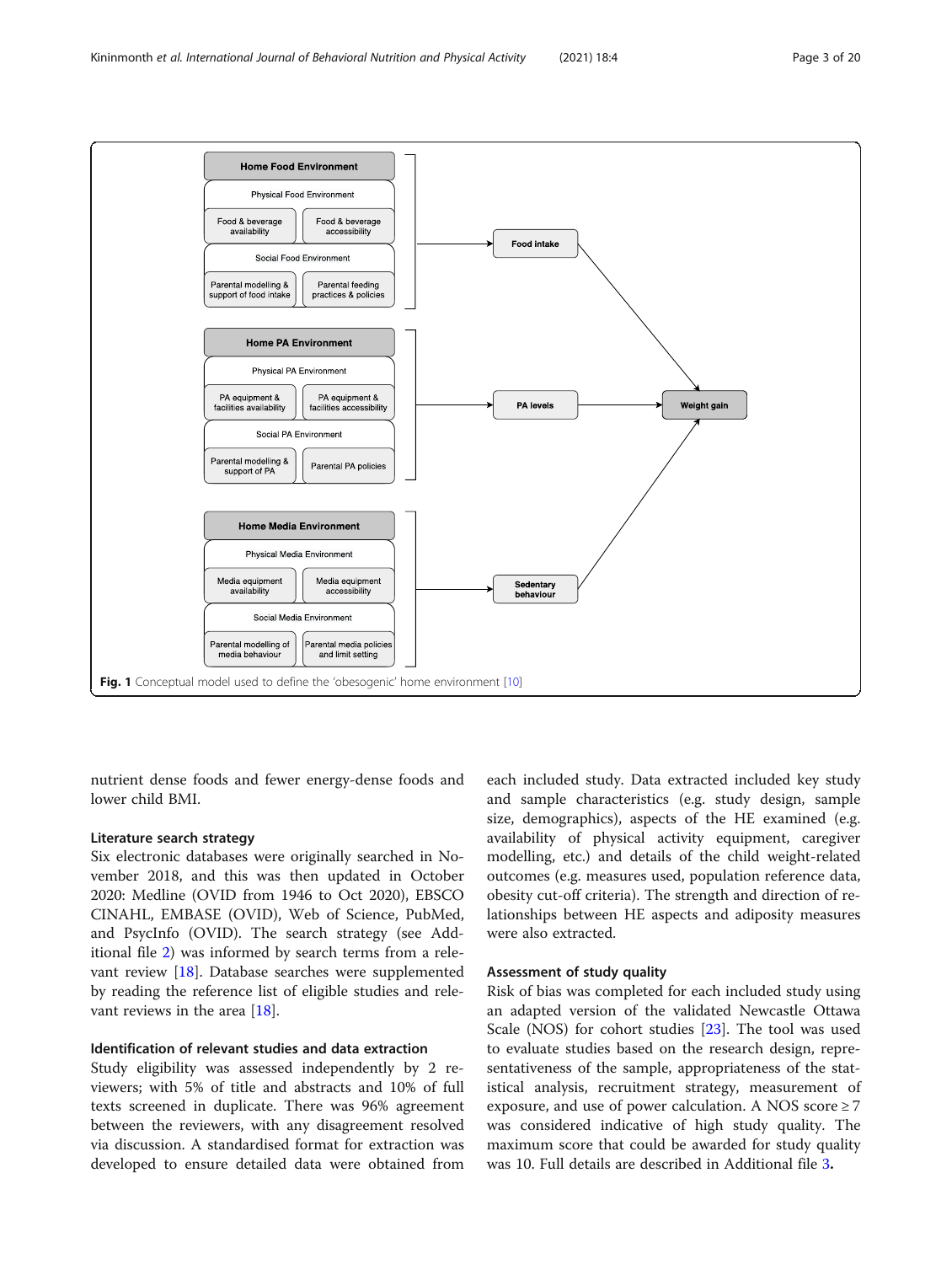Fig. 1 Conceptual model used to define the 'obesogenic' home environment [10]

nutrient dense foods and fewer energy-dense foods and lower child BMI.

### Literature search strategy

Six electronic databases were originally searched in November 2018, and this was then updated in October 2020: Medline (OVID from 1946 to Oct 2020), EBSCO CINAHL, EMBASE (OVID), Web of Science, PubMed, and PsycInfo (OVID). The search strategy (see Additional file 2) was informed by search terms from a relevant review [18]. Database searches were supplemented by reading the reference list of eligible studies and relevant reviews in the area [18].

### Identification of relevant studies and data extraction

Study eligibility was assessed independently by 2 reviewers; with 5% of title and abstracts and 10% of full texts screened in duplicate. There was 96% agreement between the reviewers, with any disagreement resolved via discussion. A standardised format for extraction was developed to ensure detailed data were obtained from each included study. Data extracted included key study and sample characteristics (e.g. study design, sample size, demographics), aspects of the HE examined (e.g. availability of physical activity equipment, caregiver modelling, etc.) and details of the child weight-related outcomes (e.g. measures used, population reference data, obesity cut-off criteria). The strength and direction of relationships between HE aspects and adiposity measures were also extracted.

### Assessment of study quality

Risk of bias was completed for each included study using an adapted version of the validated Newcastle Ottawa Scale (NOS) for cohort studies [23]. The tool was used to evaluate studies based on the research design, representativeness of the sample, appropriateness of the statistical analysis, recruitment strategy, measurement of exposure, and use of power calculation. A NOS score ≥ 7 was considered indicative of high study quality. The maximum score that could be awarded for study quality was 10. Full details are described in Additional file 3.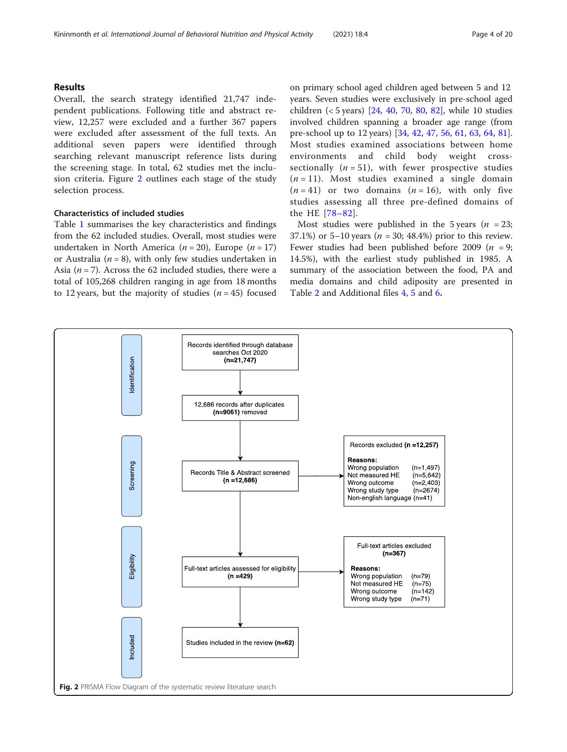## Results

Overall, the search strategy identified 21,747 independent publications. Following title and abstract review, 12,257 were excluded and a further 367 papers were excluded after assessment of the full texts. An additional seven papers were identified through searching relevant manuscript reference lists during the screening stage. In total, 62 studies met the inclusion criteria. Figure 2 outlines each stage of the study selection process.

### Characteristics of included studies

Table 1 summarises the key characteristics and findings from the 62 included studies. Overall, most studies were undertaken in North America ($n = 20$), Europe ($n = 17$) or Australia ($n = 8$), with only few studies undertaken in Asia ($n = 7$). Across the 62 included studies, there were a total of 105,268 children ranging in age from 18 months to 12 years, but the majority of studies ($n = 45$) focused on primary school aged children aged between 5 and 12 years. Seven studies were exclusively in pre-school aged children (< 5 years) [24, 40, 70, 80, 82], while 10 studies involved children spanning a broader age range (from pre-school up to 12 years) [34, 42, 47, 56, 61, 63, 64, 81]. Most studies examined associations between home environments and child body weight cross-sectionally ($n = 51$), with fewer prospective studies ($n = 11$). Most studies examined a single domain ($n = 41$) or two domains ($n = 16$), with only five studies assessing all three pre-defined domains of the HE [78–82].

Most studies were published in the 5 years ($n = 23$; 37.1%) or 5–10 years ($n = 30$; 48.4%) prior to this review. Fewer studies had been published before 2009 ($n = 9$; 14.5%), with the earliest study published in 1985. A summary of the association between the food, PA and media domains and child adiposity are presented in Table 2 and Additional files 4, 5 and 6.

Identification

Records identified through database searches Oct 2020 **(n=21,747)**

12,686 records after duplicates **(n=9061)** removed

Screening

Records Title & Abstract screened **(n =12,686)**

Records excluded **(n =12,257)**

**Reasons:**
Wrong population (n=1,497)
Not measured HE (n=5,642)
Wrong outcome (n=2,403)
Wrong study type (n=2674)
Non-english language (n=41)

Eligibility

Full-text articles assessed for eligibility **(n =429)**

Full-text articles excluded **(n=367)**

**Reasons:**
Wrong population (n=79)
Not measured HE (n=75)
Wrong outcome (n=142)
Wrong study type (n=71)

Included

Studies included in the review **(n=62)**

**Fig. 2** PRISMA Flow Diagram of the systematic review literature search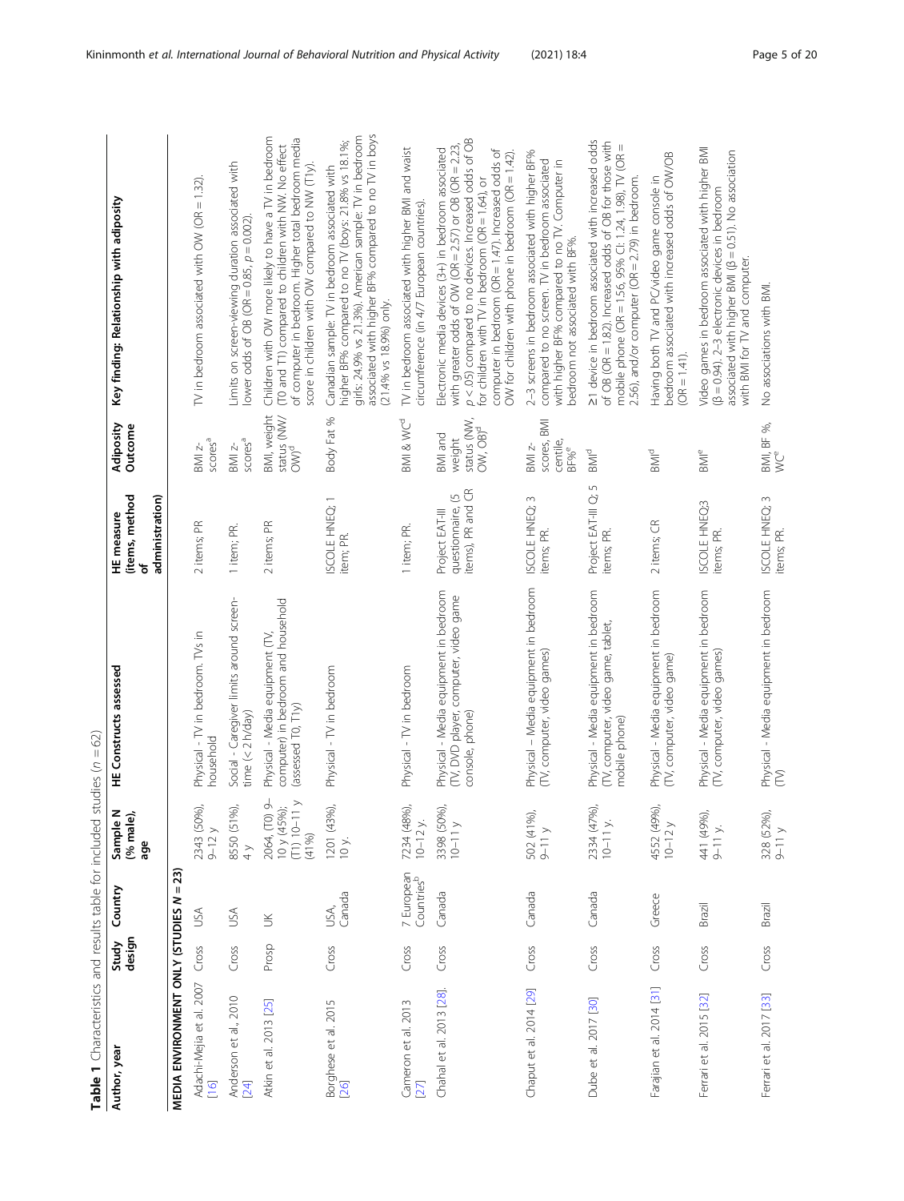**Table 1** Characteristics and results table for included studies (n = 62)

| Author, year | Study design | Country | Sample N (% male), age | HE Constructs assessed | HE measure (items, method of administration) | Adiposity Outcome | Key finding: Relationship with adiposity |
|---|---|---|---|---|---|---|---|
| **MEDIA ENVIRONMENT ONLY (STUDIES N = 23)** | | | | | | | |
| Adachi-Mejia et al. 2007 [16] | Cross | USA | 2343 (50%), 9–12 y | Physical - TV in bedroom. TVs in household | 2 items; PR | BMI z-scores[a] | TV in bedroom associated with OW (OR = 1.32). |
| Anderson et al., 2010 [24] | Cross | USA | 8550 (51%), 4 y | Social - Caregiver limits around screen-time (< 2 h/day) | 1 item; PR. | BMI z-scores[a] | Limits on screen-viewing duration associated with lower odds of OB (OR = 0.85, p = 0.002). |
| Atkin et al. 2013 [25] | Prosp | UK | 2064, (T0) 9–10 y (45%); (T1) 10–11 y (41%) | Physical - Media equipment (TV, computer) in bedroom and household (assessed T0, T1y) | 2 items; PR | BMI, weight status (NW/OW)[d] | Children with OW more likely to have a TV in bedroom (T0 and T1) compared to children with NW. No effect of computer in bedroom. Higher total bedroom media score in children with OW compared to NW (T1y). |
| Borghese et al. 2015 [26] | Cross | USA, Canada | 1201 (43%), 10 y. | Physical - TV in bedroom | ISCOLE HNEQ; 1 item; PR. | Body Fat % | Canadian sample: TV in bedroom associated with higher BF% compared to no TV (boys: 21.8% vs 18.1%; girls: 24.9% vs 21.3%). American sample: TV in bedroom associated with higher BF% compared to no TV in boys (21.4% vs 18.9%) only. |
| Cameron et al. 2013 [27] | Cross | 7 European Countries[b] | 7234 (48%), 10–12 y. | Physical - TV in bedroom | 1 item; PR. | BMI & WC[d] | TV in bedroom associated with higher BMI and waist circumference (in 4/7 European countries). |
| Chahal et al. 2013 [28]. | Cross | Canada | 3398 (50%), 10–11 y | Physical - Media equipment in bedroom (TV, DVD player, computer, video game console, phone) | Project EAT-III questionnaire, (5 items), PR and CR | BMI and weight status (NW, OW, OB)[d] | Electronic media devices (3+) in bedroom associated with greater odds of OW (OR = 2.57) or OB (OR = 2.23, p < .05) compared to no devices. Increased odds of OB for children with TV in bedroom (OR = 1.64), or computer in bedroom (OR = 1.47). Increased odds of OW for children with phone in bedroom (OR = 1.42). |
| Chaput et al. 2014 [29] | Cross | Canada | 502 (41%), 9–11 y | Physical – Media equipment in bedroom (TV, computer, video games) | ISCOLE HNEQ; 3 items; PR. | BMI z-scores, BMI centile, BF%[e] | 2–3 screens in bedroom associated with higher BF% compared to no screen. TV in bedroom associated with higher BF% compared to no TV. Computer in bedroom not associated with BF%. |
| Dube et al. 2017 [30] | Cross | Canada | 2334 (47%), 10–11 y. | Physical - Media equipment in bedroom (TV, computer, video game, tablet, mobile phone) | Project EAT-III Q; 5 items; PR. | BMI[d] | ≥1 device in bedroom associated with increased odds of OB (OR = 1.82). Increased odds of OB for those with mobile phone (OR = 1.56, 95% CI: 1.24, 1.98), TV (OR = 2.56), and/or computer (OR = 2.79) in bedroom. |
| Farajian et al. 2014 [31] | Cross | Greece | 4552 (49%), 10–12 y | Physical - Media equipment in bedroom (TV, computer, video game) | 2 items; CR | BMI[d] | Having both TV and PC/video game console in bedroom associated with increased odds of OW/OB (OR = 1.41). |
| Ferrari et al. 2015 [32] | Cross | Brazil | 441 (49%), 9–11 y. | Physical - Media equipment in bedroom (TV, computer, video games) | ISCOLE HNEQ3 items; PR. | BMI[e] | Video games in bedroom associated with higher BMI (β = 0.94). 2–3 electronic devices in bedroom associated with higher BMI (β = 0.51). No association with BMI for TV and computer. |
| Ferrari et al. 2017 [33] | Cross | Brazil | 328 (52%), 9–11 y | Physical - Media equipment in bedroom (TV) | ISCOLE HNEQ; 3 items; PR. | BMI, BF %, WC[e] | No associations with BMI. |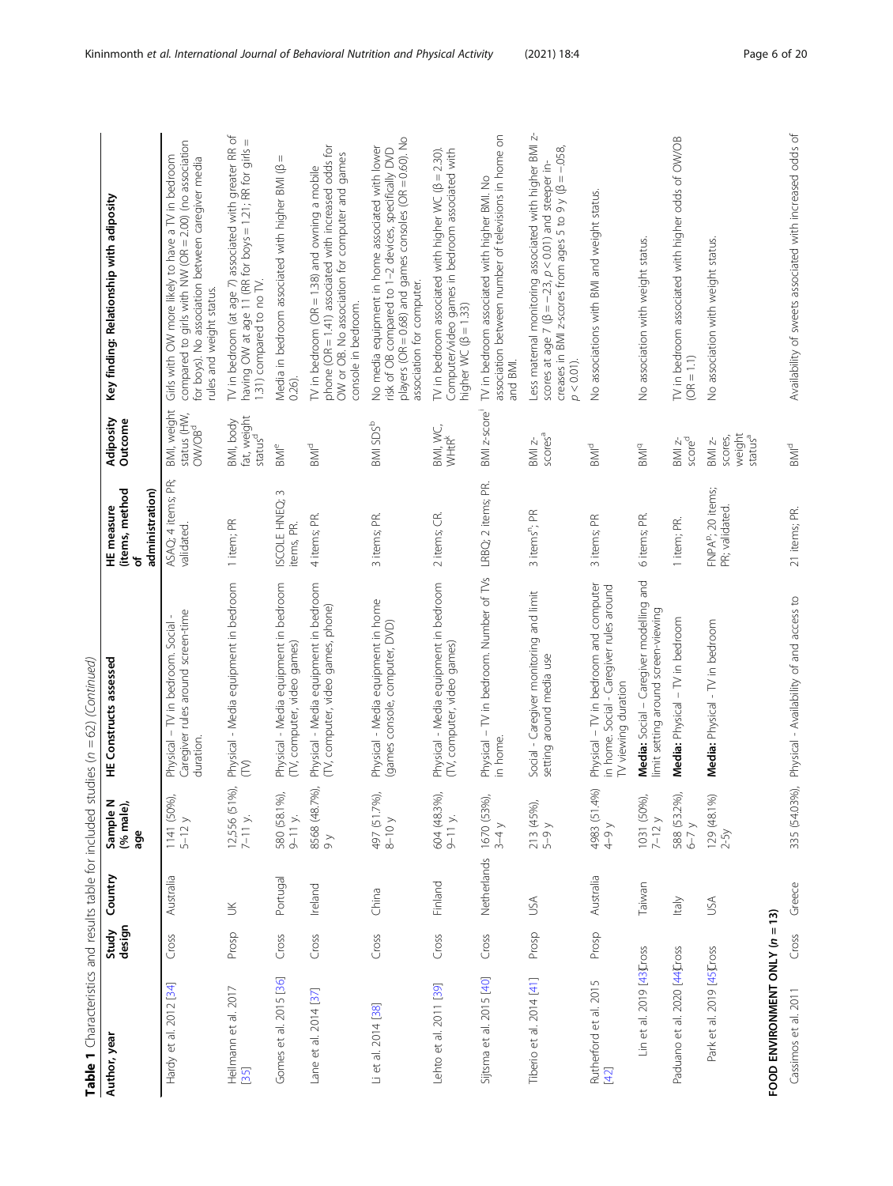**Table 1** Characteristics and results table for included studies (n = 62) *(Continued)*

| Author, year | Study design | Country | Sample N (% male), age | HE Constructs assessed | HE measure (items, method of administration) | Adiposity Outcome | Key finding: Relationship with adiposity |
|---|---|---|---|---|---|---|---|
| Hardy et al. 2012 [34] | Cross | Australia | 1141 (50%), 5–12 y | Physical – TV in bedroom. Social - Caregiver rules around screen-time duration. | ASAQ; 4 items; PR; validated. | BMI, weight status (HW, OW/OB[d] | Girls with OW more likely to have a TV in bedroom compared to girls with NW (OR = 2.00) (no association for boys). No association between caregiver media rules and weight status. |
| Heilmann et al. 2017 [35] | Prosp | UK | 12,556 (51%), 7–11 y. | Physical - Media equipment in bedroom (TV) | 1 item; PR | BMI, body fat, weight status[d] | TV in bedroom (at age 7) associated with greater RR of having OW at age 11 (RR for boys = 1.21; RR for girls = 1.31) compared to no TV. |
| Gomes et al. 2015 [36] | Cross | Portugal | 580 (58.1%), 9–11 y. | Physical - Media equipment in bedroom (TV, computer, video games) | ISCOLE HNEQ; 3 items, PR. | BMI[e] | Media in bedroom associated with higher BMI (β = 0.26). |
| Lane et al. 2014 [37] | Cross | Ireland | 8568 (48.7%), 9 y | Physical - Media equipment in bedroom (TV, computer, video games, phone) | 4 items; PR. | BMI[d] | TV in bedroom (OR = 1.38) and owning a mobile phone (OR = 1.41) associated with increased odds for OW or OB. No association for computer and games console in bedroom. |
| Li et al. 2014 [38] | Cross | China | 497 (51.7%), 8–10 y | Physical - Media equipment in home (games console, computer, DVD) | 3 items; PR. | BMI SDS[b] | No media equipment in home associated with lower risk of OB compared to 1–2 devices, specifically DVD players (OR = 0.68) and games consoles (OR = 0.60). No association for computer. |
| Lehto et al. 2011 [39] | Cross | Finland | 604 (48.3%), 9–11 y. | Physical - Media equipment in bedroom (TV, computer, video games) | 2 items; CR. | BMI, WC, WHtR[k] | TV in bedroom associated with higher WC (β = 2.30). Computer/video games in bedroom associated with higher WC (β = 1.33) |
| Sijtsma et al. 2015 [40] | Cross | Netherlands | 1670 (53%), 3–4 y | Physical – TV in bedroom. Number of TVs in home. | LRBQ; 2 items; PR. | BMI z-score[l] | TV in bedroom associated with higher BMI. No association between number of televisions in home on and BMI. |
| Tiberio et al. 2014 [41] | Prosp | USA | 213 (45%), 5–9 y | Social - Caregiver monitoring and limit setting around media use | 3 items[n]; PR | BMI z-scores[a] | Less maternal monitoring associated with higher BMI z-scores at age 7 (β = −.23, $p < 0.01$) and steeper in-creases in BMI z-scores from ages 5 to 9 y (β = −.058, $p < 0.01$). |
| Rutherford et al. 2015 [42] | Prosp | Australia | 4983 (51.4%) 4–9 y | Physical – TV in bedroom and computer in home. Social - Caregiver rules around TV viewing duration | 3 items; PR | BMI[d] | No associations with BMI and weight status. |
| Lin et al. 2019 [43] | Cross | Taiwan | 1031 (50%), 7–12 y | **Media:** Social – Caregiver modelling and limit setting around screen-viewing | 6 items; PR. | BMI[q] | No association with weight status. |
| Paduano et al. 2020 [44] | Cross | Italy | 588 (53.2%), 6–7 y | **Media:** Physical – TV in bedroom | 1 item; PR. | BMI z-score[d] | TV in bedroom associated with higher odds of OW/OB (OR = 1.1) |
| Park et al. 2019 [45] | Cross | USA | 129 (48.1%) 2-5y | **Media:** Physical - TV in bedroom | FNPA[p]; 20 items; PR; validated. | BMI z-scores, weight status[a] | No association with weight status. |
| **FOOD ENVIRONMENT ONLY (n = 13)** | | | | | | | |
| Cassimos et al. 2011 | Cross | Greece | 335 (54.03%), | Physical - Availability of and access to | 21 items; PR. | BMI[d] | Availability of sweets associated with increased odds of |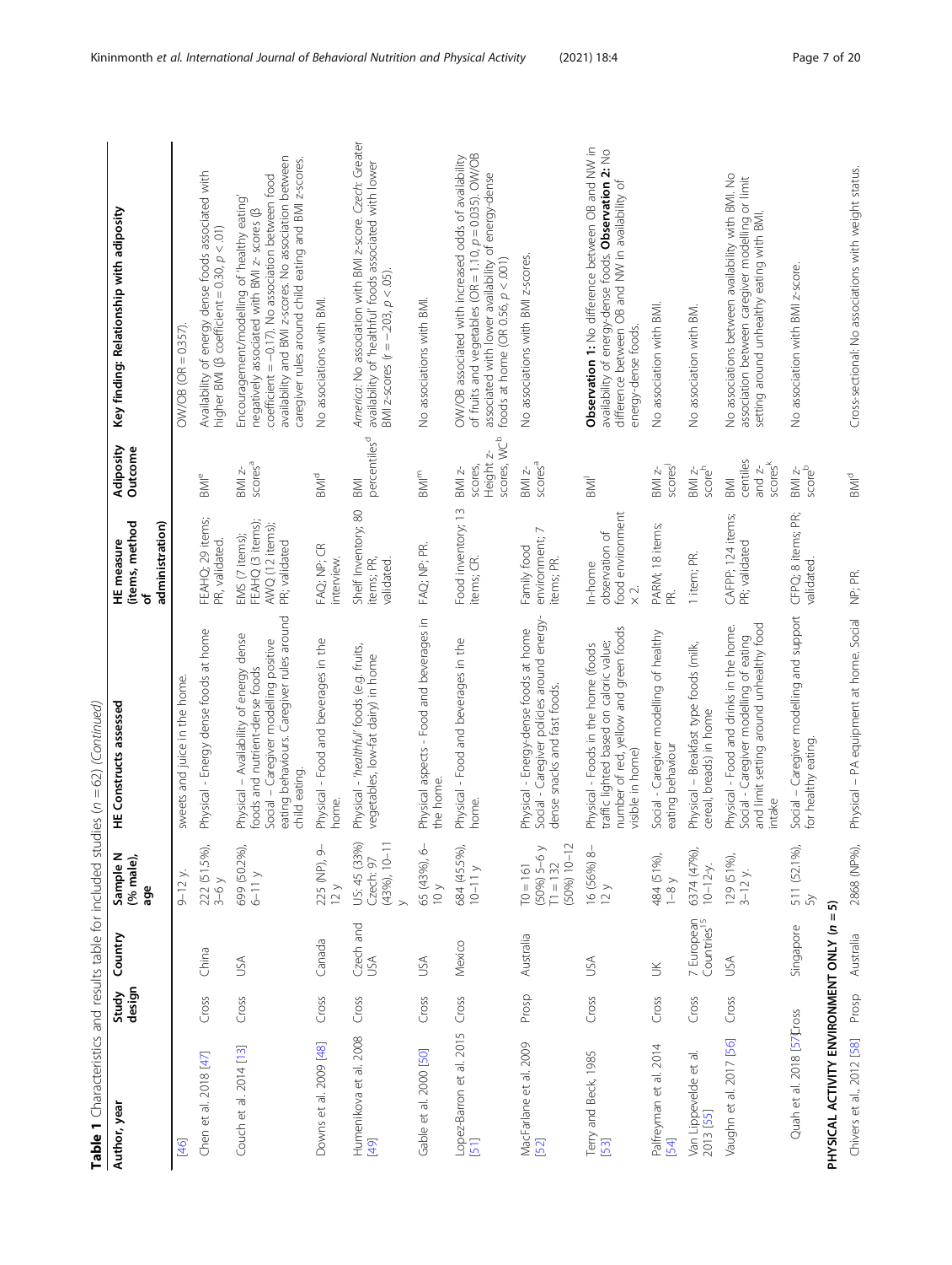**Table 1** Characteristics and results table for included studies (n = 62) *(Continued)*

| Author, year | Study design | Country | Sample N (% male), age | HE Constructs assessed | HE measure (items, method of administration) | Adiposity Outcome | Key finding: Relationship with adiposity |
|---|---|---|---|---|---|---|---|
| [46] | | | 9–12 y. | sweets and juice in the home. | | | OW/OB (OR = 0.357). |
| Chen et al. 2018 [47] | Cross | China | 222 (51.5%), 3–6 y | Physical - Energy dense foods at home | FEAHQ; 29 items; PR, validated. | BMI[e] | Availability of energy dense foods associated with higher BMI (β coefficient = 0.30, $p < .01$) |
| Couch et al. 2014 [13] | Cross | USA | 699 (50.2%), 6–11 y | Physical – Availability of energy dense foods and nutrient-dense foods Social – Caregiver modelling positive eating behaviours. Caregiver rules around child eating. | EMS (7 items); FEAHQ (3 items); AWQ (12 items); PR; validated | BMI z-scores[a] | Encouragement/modelling of 'healthy eating' negatively associated with BMI z- scores (β coefficient = −0.17). No association between food availability and BMI z-scores. No association between caregiver rules around child eating and BMI z-scores. |
| Downs et al. 2009 [48] | Cross | Canada | 225 (NP), 9–12 y | Physical - Food and beverages in the home. | FAQ; NP; CR interview. | BMI[d] | No associations with BMI. |
| Humenikova et al. 2008 [49] | Cross | Czech and USA | US: 45 (33%) Czech: 97 (43%), 10–11 y | Physical - 'healthful' foods (e.g. fruits, vegetables, low-fat dairy) in home | Shelf Inventory; 80 items; PR, validated. | BMI percentiles[d] | *America*: No association with BMI z-score. *Czech*: Greater availability of 'healthful' foods associated with lower BMI z-scores ($r = -.203$, $p < .05$). |
| Gable et al. 2000 [50] | Cross | USA | 65 (43%), 6–10 y | Physical aspects - Food and beverages in the home. | FAQ; NP; PR. | BMI[m] | No associations with BMI. |
| Lopez-Barron et al. 2015 [51] | Cross | Mexico | 684 (45.5%), 10–11 y | Physical - Food and beverages in the home. | Food inventory; 13 items; CR. | BMI z-scores, Height z-scores, WC[b] | OW/OB associated with increased odds of availability of fruits and vegetables (OR = 1.10, $p = 0.035$). OW/OB associated with lower availability of energy-dense foods at home (OR 0.56, $p < .001$) |
| MacFarlane et al. 2009 [52] | Prosp | Australia | T0 = 161 (50%) 5–6 y T1 = 132 (50%) 10–12 | Physical - Energy-dense foods at home Social - Caregiver policies around energy-dense snacks and fast foods. | Family food environment; 7 items; PR. | BMI z-scores[a] | No associations with BMI z-scores. |
| Terry and Beck, 1985 [53] | Cross | USA | 16 (56%) 8–12 y | Physical - Foods in the home (foods traffic lighted based on caloric value; number of red, yellow and green foods visible in home) | In-home observation of food environment × 2. | BMI[l] | **Observation 1:** No difference between OB and NW in availability of energy-dense foods. **Observation 2:** No difference between OB and NW in availability of energy-dense foods. |
| Palfreyman et al. 2014 [54] | Cross | UK | 484 (51%), 1–8 y | Social - Caregiver modelling of healthy eating behaviour | PARM; 18 items; PR. | BMI z-scores[j] | No association with BMI. |
| Van Lippevelde et al. 2013 [55] | Cross | 7 European Countries[15] | 6374 (47%), 10–12-y. | Physical – Breakfast type foods (milk, cereal, breads) in home | 1 item; PR. | BMI z-score[h] | No association with BMI. |
| Vaughn et al. 2017 [56] | Cross | USA | 129 (51%), 3–12 y. | Physical - Food and drinks in the home. Social - Caregiver modelling of eating and limit setting around unhealthy food intake | CAFPP; 124 items; PR; validated | BMI centiles and z-scores[k] | No associations between availability with BMI. No association between caregiver modelling or limit setting around unhealthy eating with BMI. |
| Quah et al. 2018 [57] | Cross | Singapore | 511 (52.1%), 5y | Social – Caregiver modelling and support for healthy eating. | CFPQ; 8 items; PR; validated. | BMI z-score[b] | No association with BMI z-score. |
| **PHYSICAL ACTIVITY ENVIRONMENT ONLY (n = 5)** | | | | | | | |
| Chivers et al., 2012 [58] | Prosp | Australia | 2868 (NP%), | Physical – PA equipment at home. Social | NP; PR. | BMI[d] | Cross-sectional: No associations with weight status. |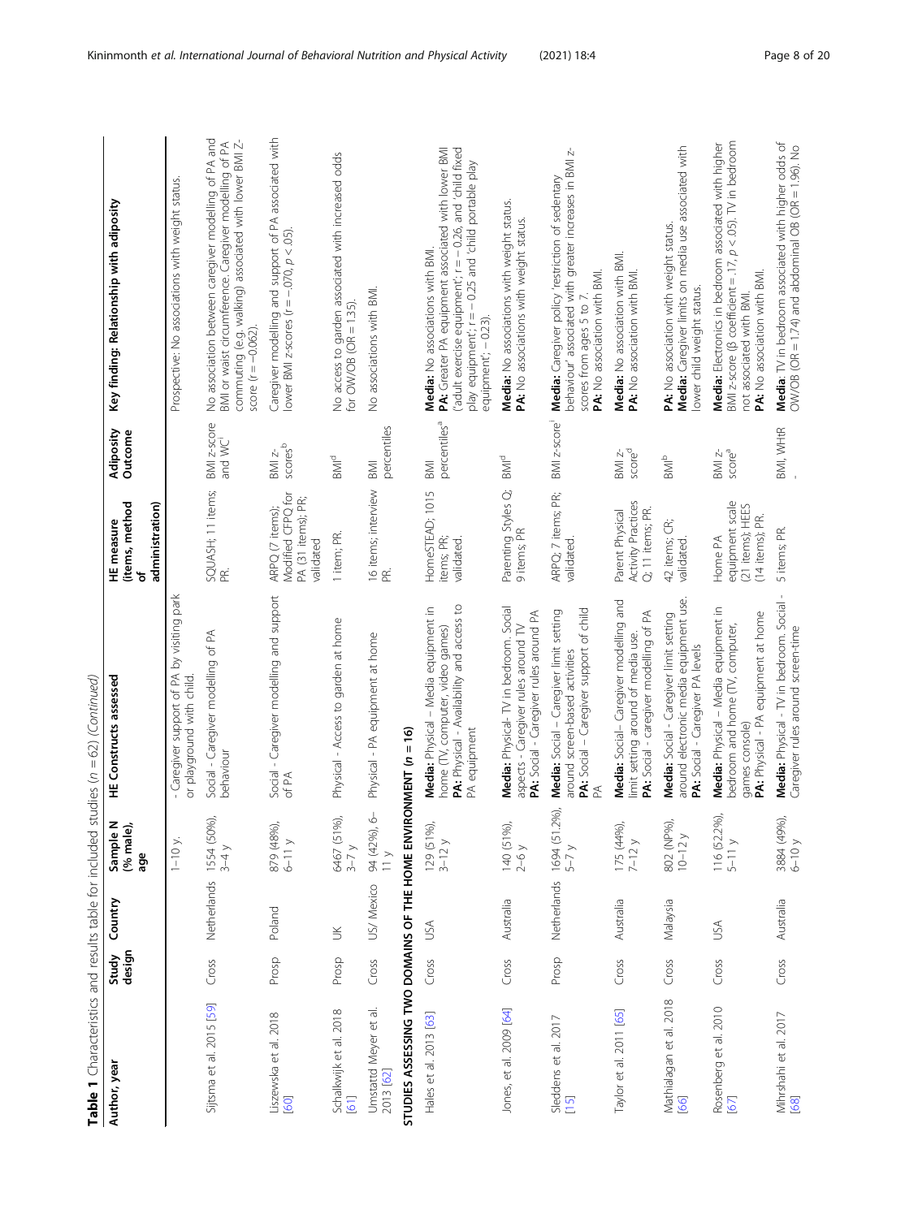**Table 1** Characteristics and results table for included studies (n = 62) *(Continued)*

| Author, year | Study design | Country | Sample N (% male), age | HE Constructs assessed | HE measure (items, method of administration) | Adiposity Outcome | Key finding: Relationship with adiposity |
|---|---|---|---|---|---|---|---|
| | | | 1–10 y. | - Caregiver support of PA by visiting park or playground with child. | | | Prospective: No associations with weight status. |
| Sijtsma et al. 2015 [59] | Cross | Netherlands | 1554 (50%), 3–4 y | Social - Caregiver modelling of PA behaviour | SQUASH; 11 items; PR. | BMI z-score and WC[i] | No association between caregiver modelling of PA and BMI or waist circumference. Caregiver modelling of PA commuting (e.g. walking) associated with lower BMI Z-score (r = −0.062). |
| Liszewska et al. 2018 [60] | Prosp | Poland | 879 (48%), 6–11 y | Social - Caregiver modelling and support of PA | ARPQ (7 items); Modified CFPQ for PA (31 items); PR; validated | BMI z-scores[b] | Caregiver modelling and support of PA associated with lower BMI z-scores (r = −.070, p < .05). |
| Schalkwijk et al. 2018 [61] | Prosp | UK | 6467 (51%), 3–7 y | Physical - Access to garden at home | 1 item; PR. | BMI[d] | No access to garden associated with increased odds for OW/OB (OR = 1.35). |
| Umstattd Meyer et al. 2013 [62] | Cross | US/ Mexico | 94 (42%), 6–11 y | Physical - PA equipment at home | 16 items; interview PR. | BMI percentiles | No associations with BMI. |
| **STUDIES ASSESSING TWO DOMAINS OF THE HOME ENVIRONMENT (n = 16)** | | | | | | | |
| Hales et al. 2013 [63] | Cross | USA | 129 (51%), 3–12 y | **Media:** Physical - Media equipment in home (TV, computer, video games) **PA:** Physical - Availability and access to PA equipment | HomeSTEAD; 1015 items; PR; validated. | BMI percentiles[a] | **Media:** No associations with BMI. **PA:** Greater PA equipment associated with lower BMI ('adult exercise equipment'; r = − 0.26, and 'child fixed play equipment'; r = − 0.25 and 'child portable play equipment'; − 0.23). |
| Jones, et al. 2009 [64] | Cross | Australia | 140 (51%), 2–6 y | **Media:** Physical- TV in bedroom. Social aspects - Caregiver rules around TV **PA:** Social - Caregiver rules around PA | Parenting Styles Q; 9 items; PR | BMI[d] | **Media:** No associations with weight status. **PA:** No associations with weight status. |
| Sleddens et al. 2017 [15] | Prosp | Netherlands | 1694 (51.2%), 5–7 y | **Media:** Social – Caregiver limit setting around screen-based activities **PA:** Social – Caregiver support of child PA | ARPQ; 7 items; PR; validated. | BMI z-score[i] | **Media:** Caregiver policy 'restriction of sedentary behaviour' associated with greater increases in BMI z-scores from ages 5 to 7. **PA:** No association with BMI. |
| Taylor et al. 2011 [65] | Cross | Australia | 175 (44%), 7–12 y | **Media:** Social– Caregiver modelling and limit setting around of media use. **PA:** Social - caregiver modelling of PA | Parent Physical Activity Practices Q; 11 items; PR. | BMI z-score[d] | **Media:** No association with BMI. **PA:** No association with BMI. |
| Mathialagan et al. 2018 [66] | Cross | Malaysia | 802 (NP%), 10–12 y | **Media:** Social - Caregiver limit setting around electronic media equipment use. **PA:** Social - Caregiver PA levels | 42 items; CR; validated. | BMI[b] | **PA:** No association with weight status. **Media:** Caregiver limits on media use associated with lower child weight status. |
| Rosenberg et al. 2010 [67] | Cross | USA | 116 (52.2%), 5–11 y | **Media:** Physical – Media equipment in bedroom and home (TV, computer, games console) **PA:** Physical - PA equipment at home | Home PA equipment scale (21 items); HEES (14 items); PR. | BMI z-score[a] | **Media:** Electronics in bedroom associated with higher BMI z-score (β coefficient = .17, p < .05). TV in bedroom not associated with BMI. **PA:** No association with BMI. |
| Mihrshahi et al. 2017 [68] | Cross | Australia | 3884 (49%), 6–10 y | **Media:** Physical - TV in bedroom. Social - Caregiver rules around screen-time | 5 items; PR | BMI, WHtR - | **Media:** TV in bedroom associated with higher odds of OW/OB (OR = 1.74) and abdominal OB (OR = 1.96). No |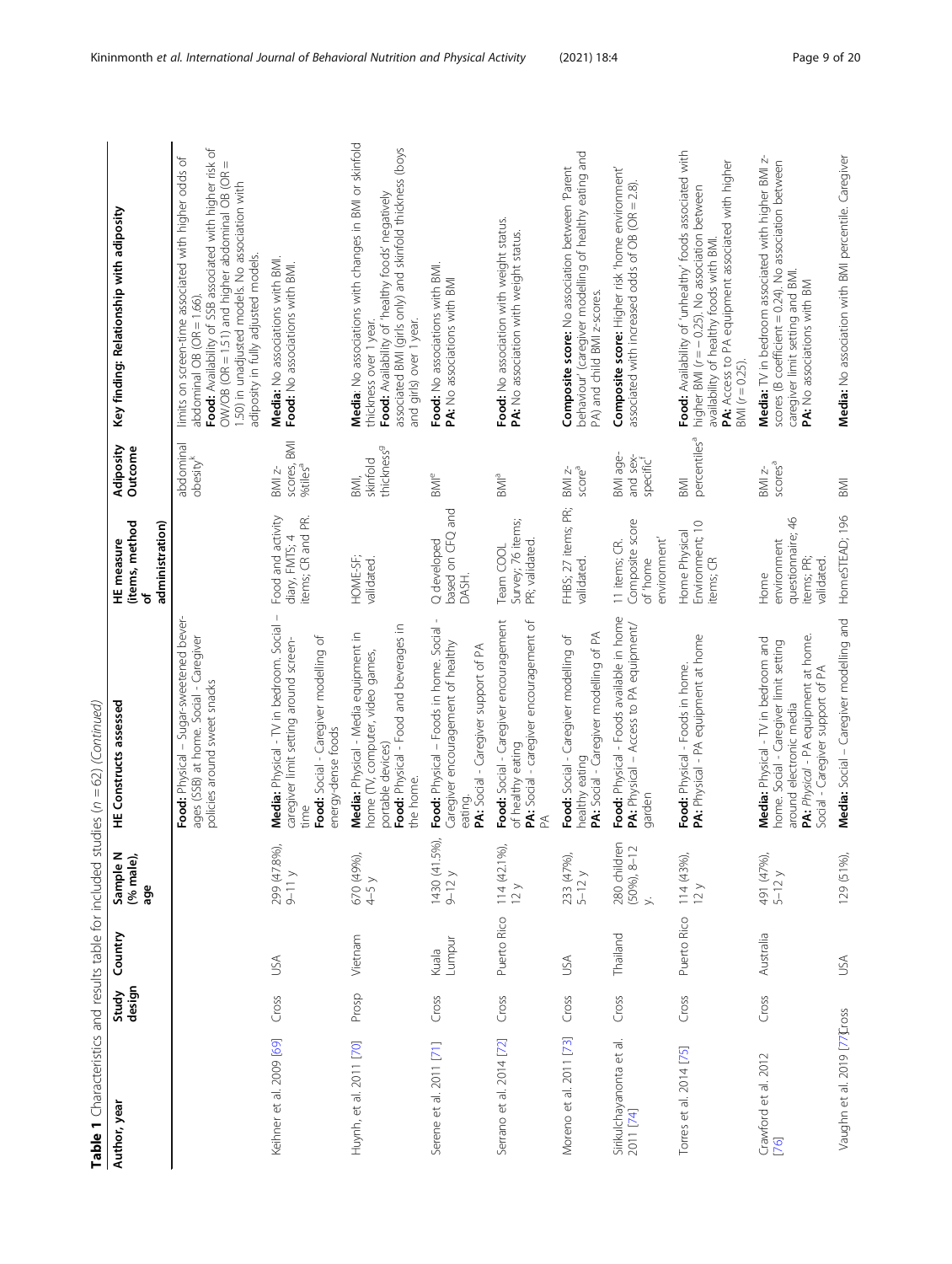**Table 1** Characteristics and results table for included studies (n = 62) *(Continued)*

| Author, year | Study design | Country | Sample N (% male), age | HE Constructs assessed | HE measure (items, method of administration) | Adiposity Outcome | Key finding: Relationship with adiposity |
|---|---|---|---|---|---|---|---|
| | | | | **Food:** Physical – Sugar-sweetened beverages (SSB) at home. Social - Caregiver policies around sweet snacks | | abdominal obesity[k] | limits on screen-time associated with higher odds of abdominal OB (OR = 1.66). **Food:** Availability of SSB associated with higher risk of OW/OB (OR = 1.51) and higher abdominal OB (OR = 1.50) in unadjusted models. No association with adiposity in fully adjusted models. |
| Kelnner et al. 2009 [69] | Cross | USA | 299 (47.8%), 9–11 y | **Media:** Physical - TV in bedroom. Social – caregiver limit setting around screen-time **Food:** Social - Caregiver modelling of energy-dense foods | Food and activity diary, FMTS; 4 items; CR and PR. | BMI z-scores, BMI %tiles[a] | **Media:** No associations with BMI. **Food:** No associations with BMI. |
| Huynh, et al. 2011 [70] | Prosp | Vietnam | 670 (49%), 4–5 y | **Media:** Physical - Media equipment in home (TV, computer, video games, portable devices) **Food:** Physical - Food and beverages in the home. | HOME-SF; validated. | BMI, skinfold thickness[g] | **Media:** No associations with changes in BMI or skinfold thickness over 1 year. **Food:** Availability of 'healthy foods' negatively associated BMI (girls only) and skinfold thickness (boys and girls) over 1 year. |
| Serene et al. 2011 [71] | Cross | Kuala Lumpur | 1430 (41.5%), 9–12 y | **Food:** Physical – Foods in home. Social - Caregiver encouragement of healthy eating. **PA:** Social - Caregiver support of PA | Q developed based on CFQ and DASH. | BMI[e] | **Food:** No associations with BMI. **PA:** No associations with BMI |
| Serrano et al. 2014 [72] | Cross | Puerto Rico | 114 (42.1%), 12 y | **Food:** Social - Caregiver encouragement of healthy eating **PA:** Social - caregiver encouragement of PA | Team COOL Survey; 76 items; PR; validated. | BMI[a] | **Food:** No association with weight status. **PA:** No association with weight status. |
| Moreno et al. 2011 [73] | Cross | USA | 233 (47%), 5–12 y | **Food:** Social - Caregiver modelling of healthy eating **PA:** Social - Caregiver modelling of PA | FHBS; 27 items; PR; validated. | BMI z-score[a] | **Composite score:** No association between 'Parent behaviour' (caregiver modelling of healthy eating and PA) and child BMI z-scores. |
| Sirikulchayanonta et al. 2011 [74] | Cross | Thailand | 280 children (50%), 8–12 y. | **Food:** Physical - Foods available in home **PA:** Physical – Access to PA equipment/garden | 11 items; CR. Composite score of 'home environment' | BMI age- and sex-specific[f] | **Composite score:** Higher risk 'home environment' associated with increased odds of OB (OR = 2.8). |
| Torres et al. 2014 [75] | Cross | Puerto Rico | 114 (43%), 12 y | **Food:** Physical - Foods in home. **PA:** Physical - PA equipment at home | Home Physical Environment; 10 items; CR | BMI percentiles[a] | **Food:** Availability of 'unhealthy' foods associated with higher BMI (r = − 0.25). No association between availability of healthy foods with BMI. **PA:** Access to PA equipment associated with higher BMI (r = 0.25). |
| Crawford et al. 2012 [76] | Cross | Australia | 491 (47%), 5–12 y | **Media:** Physical - TV in bedroom and home. Social - Caregiver limit setting around electronic media **PA:** *Physical* - PA equipment at home. Social - Caregiver support of PA | Home environment questionnaire; 46 items; PR; validated. | BMI z-scores[a] | **Media:** TV in bedroom associated with higher BMI z-scores (B coefficient = 0.24). No association between caregiver limit setting and BMI. **PA:** No associations with BM |
| Vaughn et al. 2019 [77] | Cross | USA | 129 (51%), | **Media:** Social – Caregiver modelling and | HomeSTEAD; 196 | BMI | **Media:** No association with BMI percentile. Caregiver |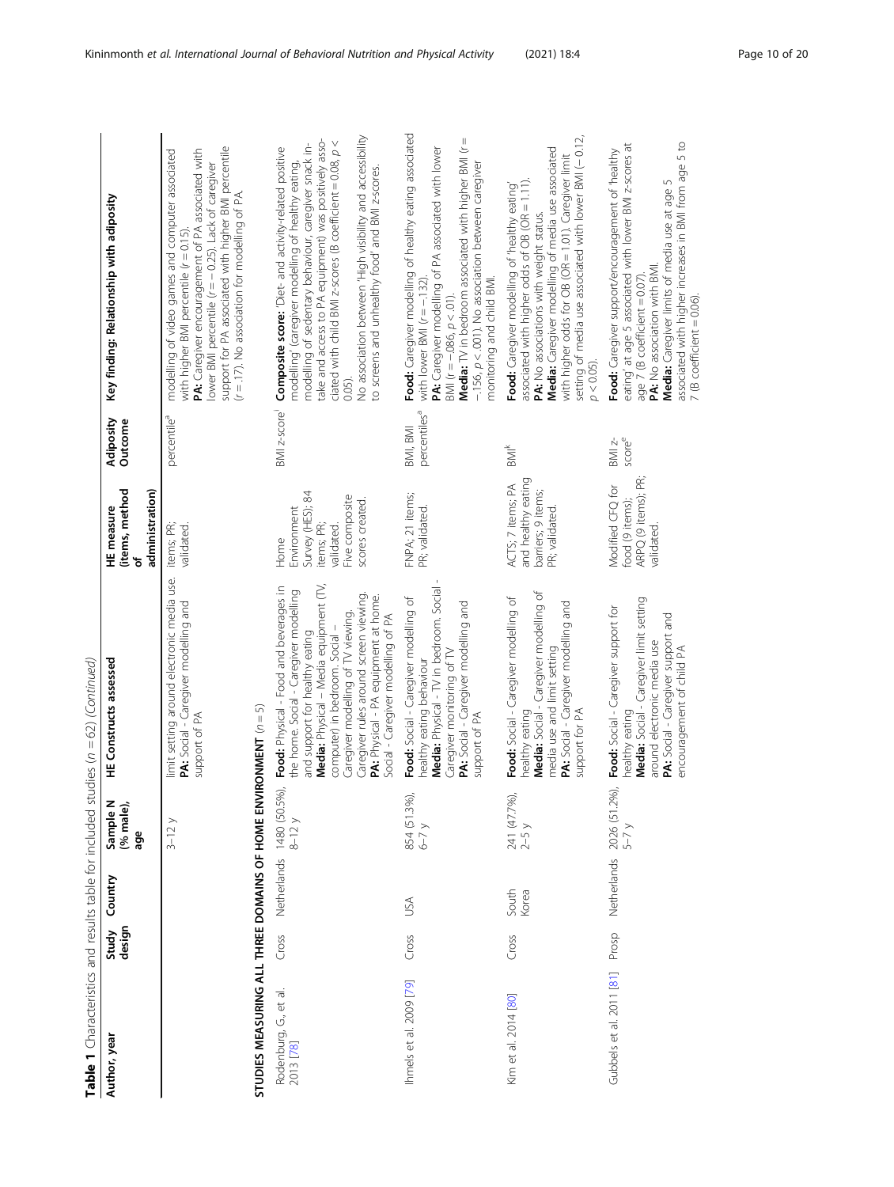**Table 1** Characteristics and results table for included studies (n = 62) *(Continued)*

| Author, year | Study design | Country | Sample N (% male), age | HE Constructs assessed | HE measure (items, method of administration) | Adiposity Outcome | Key finding: Relationship with adiposity |
|---|---|---|---|---|---|---|---|
| | | | 3–12 y | limit setting around electronic media use. **PA:** Social - Caregiver modelling and support of PA | items; PR; validated. | percentile[a] | modelling of video games and computer associated with higher BMI percentile (r = 0.15). **PA:** Caregiver encouragement of PA associated with lower BMI percentile (r = − 0.25). Lack of caregiver support for PA associated with higher BMI percentile (r = .17). No association for modelling of PA. |
| **STUDIES MEASURING ALL THREE DOMAINS OF HOME ENVIRONMENT (n = 5)** | | | | | | | |
| Rodenburg, G., et al. 2013 [78] | Cross | Netherlands | 1480 (50.5%), 8–12 y | **Food:** Physical - Food and beverages in the home. Social - Caregiver modelling and support for healthy eating **Media:** Physical – Media equipment (TV, computer) in bedroom. Social – Caregiver modelling of TV viewing. Caregiver rules around screen viewing. **PA:** Physical - PA equipment at home. Social - Caregiver modelling of PA | Home Environment Survey (HES); 84 items; PR; validated. Five composite scores created. | BMI z-score[i] | **Composite score:** 'Diet- and activity-related positive modelling' (caregiver modelling of healthy eating, modelling of sedentary behaviour, caregiver snack in-take and access to PA equipment) was positively associated with child BMI z-scores (B coefficient = 0.08, p < 0.05). No association between 'High visibility and accessibility to screens and unhealthy food' and BMI z-scores. |
| Ihmels et al. 2009 [79] | Cross | USA | 854 (51.3%), 6–7 y | **Food:** Social - Caregiver modelling of healthy eating behaviour **Media:** Physical - TV in bedroom. Social - Caregiver monitoring of TV **PA:** Social - Caregiver modelling and support of PA | FNPA; 21 items; PR; validated. | BMI, BMI percentiles[a] | **Food:** Caregiver modelling of healthy eating associated with lower BMI (r = −.132). **PA:** Caregiver modelling of PA associated with lower BMI (r = −.086, p < .01). **Media:** TV in bedroom associated with higher BMI (r = −.156, p < .001). No association between caregiver monitoring and child BMI. |
| Kim et al. 2014 [80] | Cross | South Korea | 241 (47.7%), 2–5 y | **Food:** Social - Caregiver modelling of healthy eating **Media:** Social - Caregiver modelling of media use and limit setting **PA:** Social - Caregiver modelling and support for PA | ACTS; 7 items; PA and healthy eating barriers; 9 items; PR; validated. | BMI[k] | **Food:** Caregiver modelling of 'healthy eating' associated with higher odds of OB (OR = 1.11). **PA:** No associations with weight status. **Media:** Caregiver modelling of media use associated with higher odds for OB (OR = 1.01). Caregiver limit setting of media use associated with lower BMI (− 0.12, p < 0.05). |
| Gubbels et al. 2011 [81] | Prosp | Netherlands | 2026 (51.2%), 5–7 y | **Food:** Social - Caregiver support for healthy eating **Media:** Social - Caregiver limit setting around electronic media use **PA:** Social - Caregiver support and encouragement of child PA | Modified CFQ for food (9 items); ARPQ (9 items); PR; validated. | BMI z-score[e] | **Food:** Caregiver support/encouragement of 'healthy eating' at age 5 associated with lower BMI z-scores at age 7 (B coefficient = 0.07). **PA:** No association with BMI. **Media:** Caregiver limits of media use at age 5 associated with higher increases in BMI from age 5 to 7 (B coefficient = 0.06). |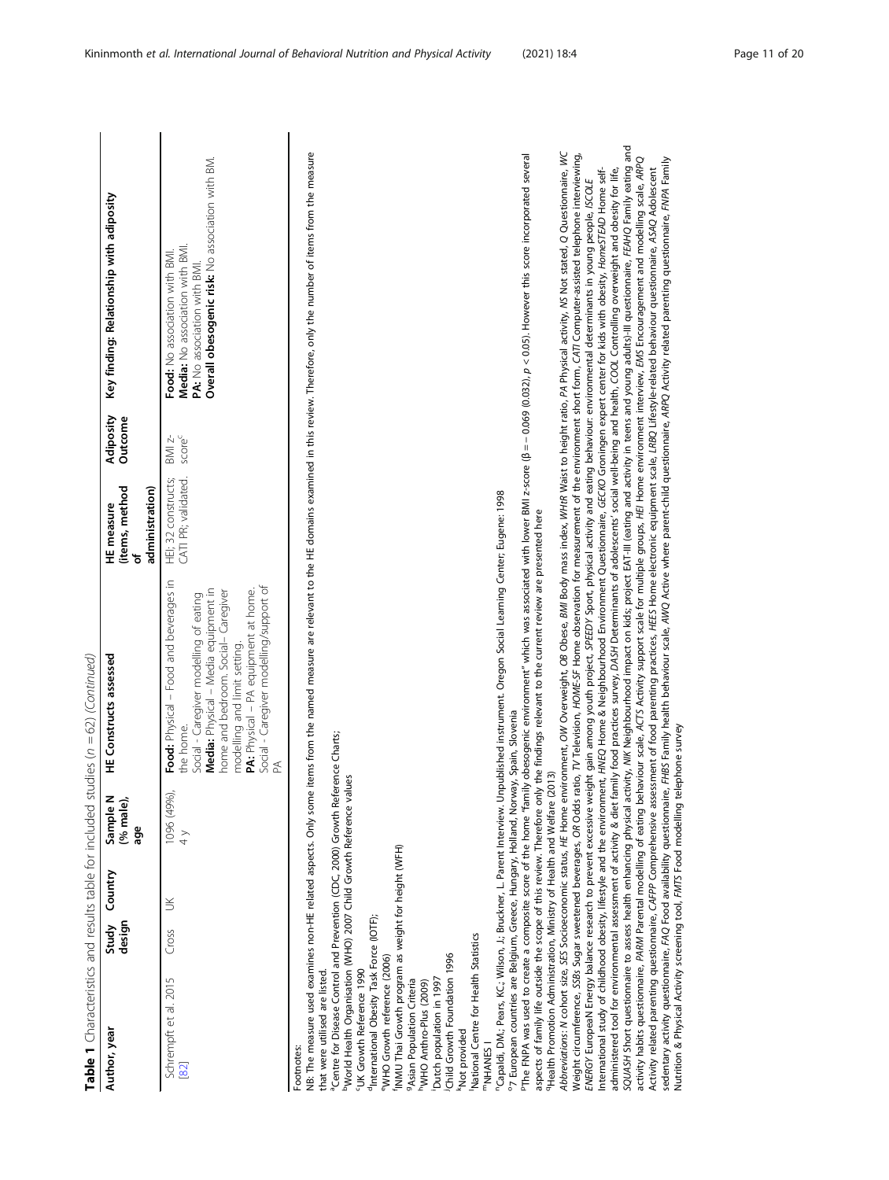**Table 1** Characteristics and results table for included studies (n = 62) *(Continued)*

| Author, year | Study design | Country | Sample N (% male), age | HE Constructs assessed | HE measure (items, method of administration) | Adiposity Outcome | Key finding: Relationship with adiposity |
|---|---|---|---|---|---|---|---|
| Schrempft et al. 2015 [82] | Cross | UK | 1096 (49%), 4 y | **Food:** Physical – Food and beverages in the home. Social - Caregiver modelling of eating **Media:** Physical – Media equipment in home and bedroom. Social– Caregiver modelling and limit setting. **PA:** Physical – PA equipment at home. Social - Caregiver modelling/support of PA | HEI; 32 constructs; CATI PR; validated. | BMI z-score[c] | **Food:** No association with BMI. **Media:** No association with BMI. **PA:** No association with BMI. **Overall obesogenic risk:** No association with BM. |

Footnotes:

NB: The measure used examines non-HE related aspects. Only some items from the named measure are relevant to the HE domains examined in this review. Therefore, only the number of items from the measure that were utilised are listed.

[a]Centre for Disease Control and Prevention (CDC, 2000) Growth Reference Charts;
[b]World Health Organisation (WHO) 2007 Child Growth Reference values
[c]UK Growth Reference 1990
[d]International Obesity Task Force (IOTF);
[e]WHO Growth reference (2006)
[f]INMU Thai Growth program as weight for height (WFH)
[g]Asian Population Criteria
[h]WHO Anthro-Plus (2009)
[i]Dutch population in 1997
[j]Child Growth Foundation 1996
[k]Not provided
[l]National Centre for Health Statistics
[m]NHANES I
[n]Capaldi, DM.; Pears, KC.; Wilson, J.; Bruckner, L. Parent Interview. Unpublished instrument. Oregon Social Learning Center; Eugene: 1998
[o]7 European countries are Belgium, Greece, Hungary, Holland, Norway, Spain, Slovenia
[p]The FNPA was used to create a composite score of the home "family obesogenic environment" which was associated with lower BMI z-score (β = − 0.069 (0.032), $p < 0.05$). However this score incorporated several aspects of family life outside the scope of this review. Therefore only the findings relevant to the current review are presented here
[q]Health Promotion Administration, Ministry of Health and Welfare (2013)

*Abbreviations*: *N* cohort size, *SES* Socioeconomic status, *HE* Home environment, *OW* Overweight, *OB* Obese, *BMI* Body mass index, *WHtR* Waist to height ratio, *PA* Physical activity, *NS* Not stated, *Q* Questionnaire, *WC* Weight circumference, *SSBs* Sugar sweetened beverages, *OR* Odds ratio, *TV* Television, *HOME-SF* Home observation for measurement of the environment short form, *CATI* Computer-assisted telephone interviewing, *ENERGY* EuropeaN Energy balance research to prevent excessive weight gain among youth project, *SPEEDY* Sport, physical activity and eating behaviour: environmental determinants in young people, *ISCOLE* International study of childhood obesity, lifestyle and the environment, *HNEQ* Home & Neighbourhood Environment Questionnaire, *GECKO* Groningen expert center for kids with obesity, *HomeSTEAD* Home self-administered tool for environmental assessment of activity & diet family food practices survey, *DASH* Determinants of adolescents' social well-being and health, *COOL* Controlling overweight and obesity for life, *SQUASH* Short questionnaire to assess health enhancing physical activity, *NIK* Neighbourhood impact on kids; project EAT-III (eating and activity in teens and young adults)-III questionnaire, *FEAHQ* Family eating and activity habits questionnaire, *PARM* Parental modelling of eating behaviour scale, *ACTS* Activity support scale for multiple groups, *HEI* Home environment interview, *EMS* Encouragement and modelling scale, *ARPQ* Activity related parenting questionnaire, *CAFPP* Comprehensive assessment of food parenting practices, *HEES* Home electronic equipment scale, *LRBQ* Lifestyle-related behaviour questionnaire, *ASAQ* Adolescent sedentary activity questionnaire, *FAQ* Food availability questionnaire, *FHBS* Family health behaviour scale, *AWQ* Active where parent-child questionnaire, *ARPQ* Activity related parenting questionnaire, *FNPA* Family Nutrition & Physical Activity screening tool, *FMTS* Food modelling telephone survey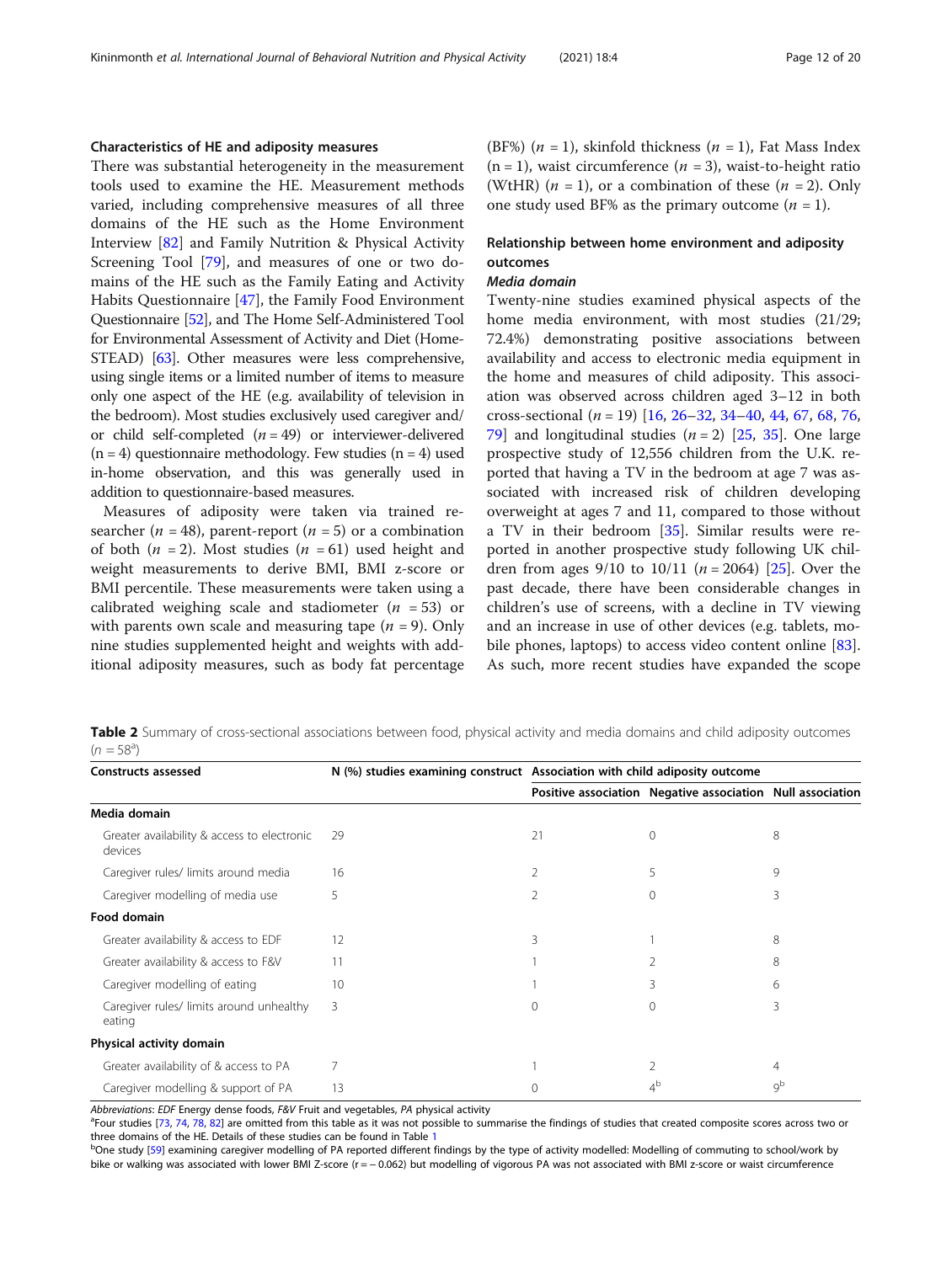### Characteristics of HE and adiposity measures

There was substantial heterogeneity in the measurement tools used to examine the HE. Measurement methods varied, including comprehensive measures of all three domains of the HE such as the Home Environment Interview [82] and Family Nutrition & Physical Activity Screening Tool [79], and measures of one or two domains of the HE such as the Family Eating and Activity Habits Questionnaire [47], the Family Food Environment Questionnaire [52], and The Home Self-Administered Tool for Environmental Assessment of Activity and Diet (Home-STEAD) [63]. Other measures were less comprehensive, using single items or a limited number of items to measure only one aspect of the HE (e.g. availability of television in the bedroom). Most studies exclusively used caregiver and/or child self-completed ($n$ = 49) or interviewer-delivered (n = 4) questionnaire methodology. Few studies (n = 4) used in-home observation, and this was generally used in addition to questionnaire-based measures.

Measures of adiposity were taken via trained researcher ($n$ = 48), parent-report ($n$ = 5) or a combination of both ($n$ = 2). Most studies ($n$ = 61) used height and weight measurements to derive BMI, BMI z-score or BMI percentile. These measurements were taken using a calibrated weighing scale and stadiometer ($n$ = 53) or with parents own scale and measuring tape ($n$ = 9). Only nine studies supplemented height and weights with additional adiposity measures, such as body fat percentage (BF%) ($n$ = 1), skinfold thickness ($n$ = 1), Fat Mass Index (n = 1), waist circumference ($n$ = 3), waist-to-height ratio (WtHR) ($n$ = 1), or a combination of these ($n$ = 2). Only one study used BF% as the primary outcome ($n$ = 1).

### Relationship between home environment and adiposity outcomes

#### *Media domain*

Twenty-nine studies examined physical aspects of the home media environment, with most studies (21/29; 72.4%) demonstrating positive associations between availability and access to electronic media equipment in the home and measures of child adiposity. This association was observed across children aged 3–12 in both cross-sectional ($n$ = 19) [16, 26–32, 34–40, 44, 67, 68, 76, 79] and longitudinal studies ($n$ = 2) [25, 35]. One large prospective study of 12,556 children from the U.K. reported that having a TV in the bedroom at age 7 was associated with increased risk of children developing overweight at ages 7 and 11, compared to those without a TV in their bedroom [35]. Similar results were reported in another prospective study following UK children from ages 9/10 to 10/11 ($n$ = 2064) [25]. Over the past decade, there have been considerable changes in children's use of screens, with a decline in TV viewing and an increase in use of other devices (e.g. tablets, mobile phones, laptops) to access video content online [83]. As such, more recent studies have expanded the scope

**Table 2** Summary of cross-sectional associations between food, physical activity and media domains and child adiposity outcomes ($n$ = 58[a])

| Constructs assessed | N (%) studies examining construct | Association with child adiposity outcome | | |
|---|---|---|---|---|
| | | Positive association | Negative association | Null association |
| **Media domain** | | | | |
| Greater availability & access to electronic devices | 29 | 21 | 0 | 8 |
| Caregiver rules/ limits around media | 16 | 2 | 5 | 9 |
| Caregiver modelling of media use | 5 | 2 | 0 | 3 |
| **Food domain** | | | | |
| Greater availability & access to EDF | 12 | 3 | 1 | 8 |
| Greater availability & access to F&V | 11 | 1 | 2 | 8 |
| Caregiver modelling of eating | 10 | 1 | 3 | 6 |
| Caregiver rules/ limits around unhealthy eating | 3 | 0 | 0 | 3 |
| **Physical activity domain** | | | | |
| Greater availability of & access to PA | 7 | 1 | 2 | 4 |
| Caregiver modelling & support of PA | 13 | 0 | 4[b] | 9[b] |

*Abbreviations*: *EDF* Energy dense foods, *F&V* Fruit and vegetables, *PA* physical activity

[a]Four studies [73, 74, 78, 82] are omitted from this table as it was not possible to summarise the findings of studies that created composite scores across two or three domains of the HE. Details of these studies can be found in Table 1

[b]One study [59] examining caregiver modelling of PA reported different findings by the type of activity modelled: Modelling of commuting to school/work by bike or walking was associated with lower BMI Z-score (r = − 0.062) but modelling of vigorous PA was not associated with BMI z-score or waist circumference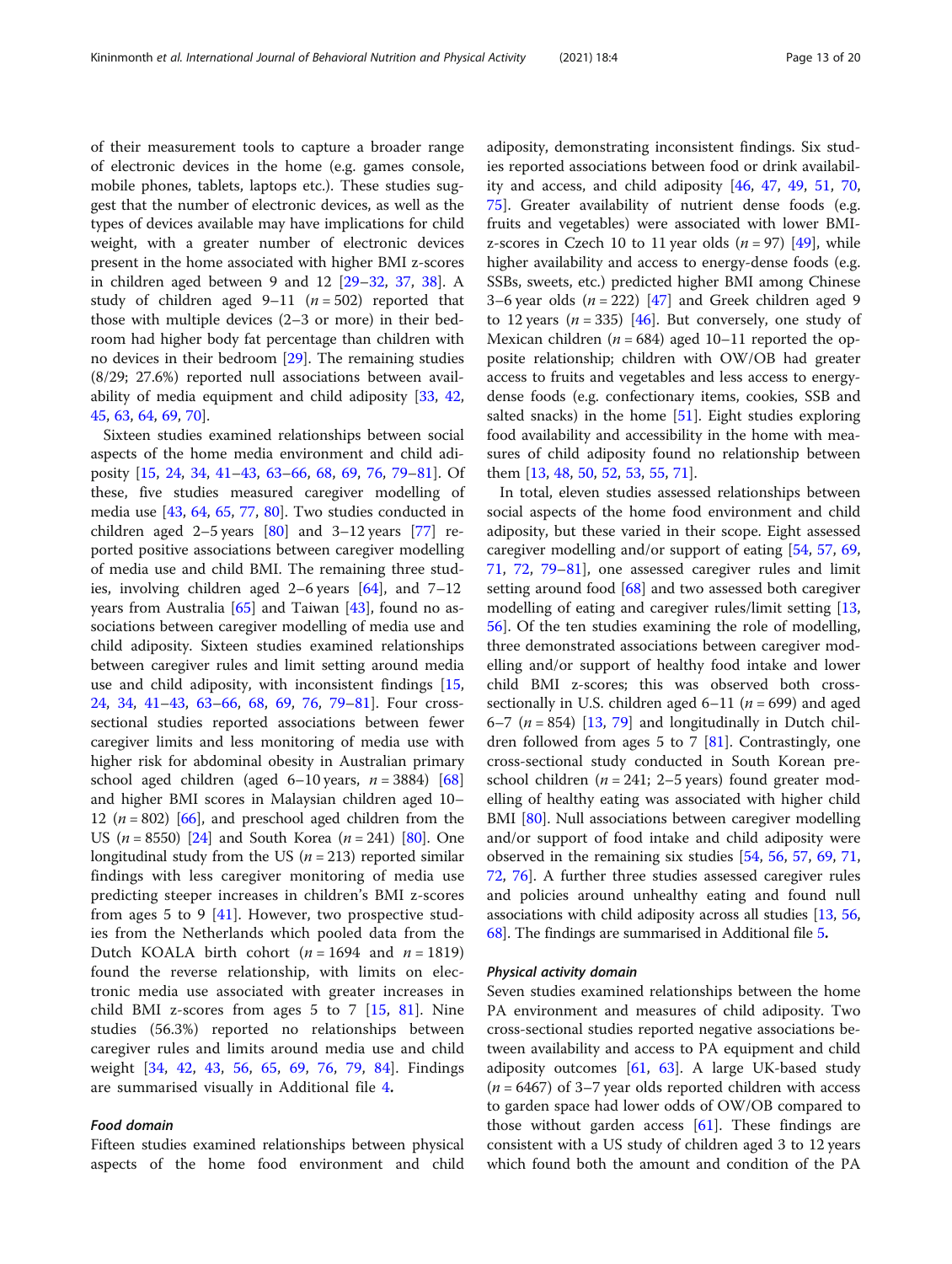of their measurement tools to capture a broader range of electronic devices in the home (e.g. games console, mobile phones, tablets, laptops etc.). These studies suggest that the number of electronic devices, as well as the types of devices available may have implications for child weight, with a greater number of electronic devices present in the home associated with higher BMI z-scores in children aged between 9 and 12 [29–32, 37, 38]. A study of children aged 9–11 ($n = 502$) reported that those with multiple devices (2–3 or more) in their bedroom had higher body fat percentage than children with no devices in their bedroom [29]. The remaining studies (8/29; 27.6%) reported null associations between availability of media equipment and child adiposity [33, 42, 45, 63, 64, 69, 70].

Sixteen studies examined relationships between social aspects of the home media environment and child adiposity [15, 24, 34, 41–43, 63–66, 68, 69, 76, 79–81]. Of these, five studies measured caregiver modelling of media use [43, 64, 65, 77, 80]. Two studies conducted in children aged 2–5 years [80] and 3–12 years [77] reported positive associations between caregiver modelling of media use and child BMI. The remaining three studies, involving children aged 2–6 years [64], and 7–12 years from Australia [65] and Taiwan [43], found no associations between caregiver modelling of media use and child adiposity. Sixteen studies examined relationships between caregiver rules and limit setting around media use and child adiposity, with inconsistent findings [15, 24, 34, 41–43, 63–66, 68, 69, 76, 79–81]. Four cross-sectional studies reported associations between fewer caregiver limits and less monitoring of media use with higher risk for abdominal obesity in Australian primary school aged children (aged 6–10 years, $n = 3884$) [68] and higher BMI scores in Malaysian children aged 10–12 ($n = 802$) [66], and preschool aged children from the US ($n = 8550$) [24] and South Korea ($n = 241$) [80]. One longitudinal study from the US ($n = 213$) reported similar findings with less caregiver monitoring of media use predicting steeper increases in children's BMI z-scores from ages 5 to 9 [41]. However, two prospective studies from the Netherlands which pooled data from the Dutch KOALA birth cohort ($n = 1694$ and $n = 1819$) found the reverse relationship, with limits on electronic media use associated with greater increases in child BMI z-scores from ages 5 to 7 [15, 81]. Nine studies (56.3%) reported no relationships between caregiver rules and limits around media use and child weight [34, 42, 43, 56, 65, 69, 76, 79, 84]. Findings are summarised visually in Additional file 4.

#### Food domain

Fifteen studies examined relationships between physical aspects of the home food environment and child adiposity, demonstrating inconsistent findings. Six studies reported associations between food or drink availability and access, and child adiposity [46, 47, 49, 51, 70, 75]. Greater availability of nutrient dense foods (e.g. fruits and vegetables) were associated with lower BMI-z-scores in Czech 10 to 11 year olds ($n = 97$) [49], while higher availability and access to energy-dense foods (e.g. SSBs, sweets, etc.) predicted higher BMI among Chinese 3–6 year olds ($n = 222$) [47] and Greek children aged 9 to 12 years ($n = 335$) [46]. But conversely, one study of Mexican children ($n = 684$) aged 10–11 reported the opposite relationship; children with OW/OB had greater access to fruits and vegetables and less access to energy-dense foods (e.g. confectionary items, cookies, SSB and salted snacks) in the home [51]. Eight studies exploring food availability and accessibility in the home with measures of child adiposity found no relationship between them [13, 48, 50, 52, 53, 55, 71].

In total, eleven studies assessed relationships between social aspects of the home food environment and child adiposity, but these varied in their scope. Eight assessed caregiver modelling and/or support of eating [54, 57, 69, 71, 72, 79–81], one assessed caregiver rules and limit setting around food [68] and two assessed both caregiver modelling of eating and caregiver rules/limit setting [13, 56]. Of the ten studies examining the role of modelling, three demonstrated associations between caregiver modelling and/or support of healthy food intake and lower child BMI z-scores; this was observed both cross-sectionally in U.S. children aged 6–11 ($n = 699$) and aged 6–7 ($n = 854$) [13, 79] and longitudinally in Dutch children followed from ages 5 to 7 [81]. Contrastingly, one cross-sectional study conducted in South Korean preschool children ($n = 241$; 2–5 years) found greater modelling of healthy eating was associated with higher child BMI [80]. Null associations between caregiver modelling and/or support of food intake and child adiposity were observed in the remaining six studies [54, 56, 57, 69, 71, 72, 76]. A further three studies assessed caregiver rules and policies around unhealthy eating and found null associations with child adiposity across all studies [13, 56, 68]. The findings are summarised in Additional file 5.

#### Physical activity domain

Seven studies examined relationships between the home PA environment and measures of child adiposity. Two cross-sectional studies reported negative associations between availability and access to PA equipment and child adiposity outcomes [61, 63]. A large UK-based study ($n = 6467$) of 3–7 year olds reported children with access to garden space had lower odds of OW/OB compared to those without garden access [61]. These findings are consistent with a US study of children aged 3 to 12 years which found both the amount and condition of the PA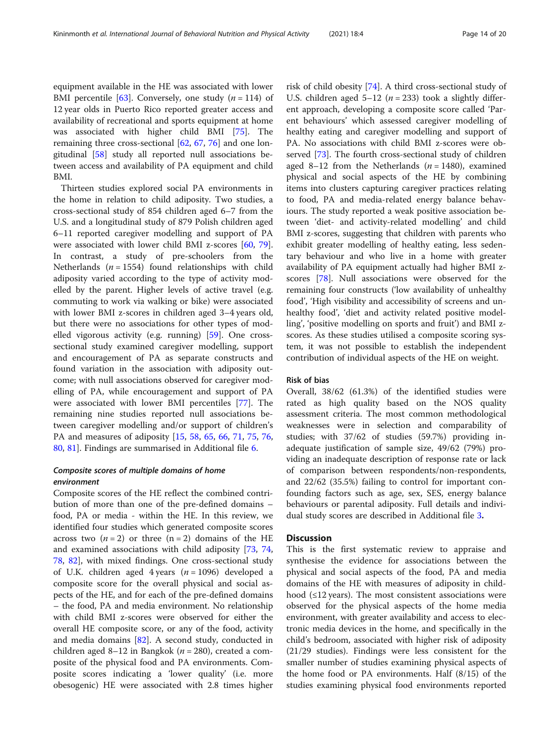equipment available in the HE was associated with lower BMI percentile [63]. Conversely, one study ($n = 114$) of 12 year olds in Puerto Rico reported greater access and availability of recreational and sports equipment at home was associated with higher child BMI [75]. The remaining three cross-sectional [62, 67, 76] and one longitudinal [58] study all reported null associations between access and availability of PA equipment and child BMI.

Thirteen studies explored social PA environments in the home in relation to child adiposity. Two studies, a cross-sectional study of 854 children aged 6–7 from the U.S. and a longitudinal study of 879 Polish children aged 6–11 reported caregiver modelling and support of PA were associated with lower child BMI z-scores [60, 79]. In contrast, a study of pre-schoolers from the Netherlands ($n = 1554$) found relationships with child adiposity varied according to the type of activity modelled by the parent. Higher levels of active travel (e.g. commuting to work via walking or bike) were associated with lower BMI z-scores in children aged 3–4 years old, but there were no associations for other types of modelled vigorous activity (e.g. running) [59]. One cross-sectional study examined caregiver modelling, support and encouragement of PA as separate constructs and found variation in the association with adiposity outcome; with null associations observed for caregiver modelling of PA, while encouragement and support of PA were associated with lower BMI percentiles [77]. The remaining nine studies reported null associations between caregiver modelling and/or support of children's PA and measures of adiposity [15, 58, 65, 66, 71, 75, 76, 80, 81]. Findings are summarised in Additional file 6.

### *Composite scores of multiple domains of home environment*

Composite scores of the HE reflect the combined contribution of more than one of the pre-defined domains – food, PA or media - within the HE. In this review, we identified four studies which generated composite scores across two ($n = 2$) or three ($n = 2$) domains of the HE and examined associations with child adiposity [73, 74, 78, 82], with mixed findings. One cross-sectional study of U.K. children aged 4 years ($n = 1096$) developed a composite score for the overall physical and social aspects of the HE, and for each of the pre-defined domains – the food, PA and media environment. No relationship with child BMI z-scores were observed for either the overall HE composite score, or any of the food, activity and media domains [82]. A second study, conducted in children aged 8–12 in Bangkok ($n = 280$), created a composite of the physical food and PA environments. Composite scores indicating a 'lower quality' (i.e. more obesogenic) HE were associated with 2.8 times higher risk of child obesity [74]. A third cross-sectional study of U.S. children aged 5–12 ($n = 233$) took a slightly different approach, developing a composite score called 'Parent behaviours' which assessed caregiver modelling of healthy eating and caregiver modelling and support of PA. No associations with child BMI z-scores were observed [73]. The fourth cross-sectional study of children aged 8–12 from the Netherlands ($n = 1480$), examined physical and social aspects of the HE by combining items into clusters capturing caregiver practices relating to food, PA and media-related energy balance behaviours. The study reported a weak positive association between 'diet- and activity-related modelling' and child BMI z-scores, suggesting that children with parents who exhibit greater modelling of healthy eating, less sedentary behaviour and who live in a home with greater availability of PA equipment actually had higher BMI z-scores [78]. Null associations were observed for the remaining four constructs ('low availability of unhealthy food', 'High visibility and accessibility of screens and unhealthy food', 'diet and activity related positive modelling', 'positive modelling on sports and fruit') and BMI z-scores. As these studies utilised a composite scoring system, it was not possible to establish the independent contribution of individual aspects of the HE on weight.

### Risk of bias

Overall, 38/62 (61.3%) of the identified studies were rated as high quality based on the NOS quality assessment criteria. The most common methodological weaknesses were in selection and comparability of studies; with 37/62 of studies (59.7%) providing inadequate justification of sample size, 49/62 (79%) providing an inadequate description of response rate or lack of comparison between respondents/non-respondents, and 22/62 (35.5%) failing to control for important confounding factors such as age, sex, SES, energy balance behaviours or parental adiposity. Full details and individual study scores are described in Additional file 3.

## Discussion

This is the first systematic review to appraise and synthesise the evidence for associations between the physical and social aspects of the food, PA and media domains of the HE with measures of adiposity in childhood (≤12 years). The most consistent associations were observed for the physical aspects of the home media environment, with greater availability and access to electronic media devices in the home, and specifically in the child's bedroom, associated with higher risk of adiposity (21/29 studies). Findings were less consistent for the smaller number of studies examining physical aspects of the home food or PA environments. Half (8/15) of the studies examining physical food environments reported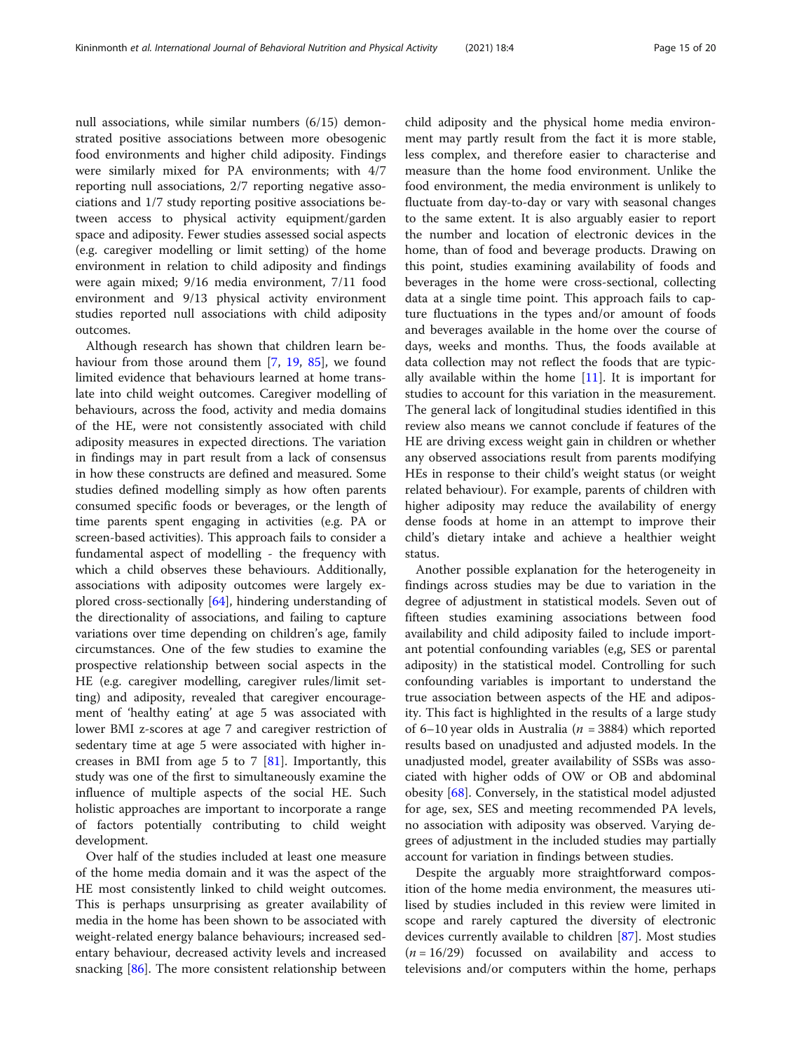null associations, while similar numbers (6/15) demonstrated positive associations between more obesogenic food environments and higher child adiposity. Findings were similarly mixed for PA environments; with 4/7 reporting null associations, 2/7 reporting negative associations and 1/7 study reporting positive associations between access to physical activity equipment/garden space and adiposity. Fewer studies assessed social aspects (e.g. caregiver modelling or limit setting) of the home environment in relation to child adiposity and findings were again mixed; 9/16 media environment, 7/11 food environment and 9/13 physical activity environment studies reported null associations with child adiposity outcomes.

Although research has shown that children learn behaviour from those around them [7, 19, 85], we found limited evidence that behaviours learned at home translate into child weight outcomes. Caregiver modelling of behaviours, across the food, activity and media domains of the HE, were not consistently associated with child adiposity measures in expected directions. The variation in findings may in part result from a lack of consensus in how these constructs are defined and measured. Some studies defined modelling simply as how often parents consumed specific foods or beverages, or the length of time parents spent engaging in activities (e.g. PA or screen-based activities). This approach fails to consider a fundamental aspect of modelling - the frequency with which a child observes these behaviours. Additionally, associations with adiposity outcomes were largely explored cross-sectionally [64], hindering understanding of the directionality of associations, and failing to capture variations over time depending on children's age, family circumstances. One of the few studies to examine the prospective relationship between social aspects in the HE (e.g. caregiver modelling, caregiver rules/limit setting) and adiposity, revealed that caregiver encouragement of 'healthy eating' at age 5 was associated with lower BMI z-scores at age 7 and caregiver restriction of sedentary time at age 5 were associated with higher increases in BMI from age 5 to 7 [81]. Importantly, this study was one of the first to simultaneously examine the influence of multiple aspects of the social HE. Such holistic approaches are important to incorporate a range of factors potentially contributing to child weight development.

Over half of the studies included at least one measure of the home media domain and it was the aspect of the HE most consistently linked to child weight outcomes. This is perhaps unsurprising as greater availability of media in the home has been shown to be associated with weight-related energy balance behaviours; increased sedentary behaviour, decreased activity levels and increased snacking [86]. The more consistent relationship between child adiposity and the physical home media environment may partly result from the fact it is more stable, less complex, and therefore easier to characterise and measure than the home food environment. Unlike the food environment, the media environment is unlikely to fluctuate from day-to-day or vary with seasonal changes to the same extent. It is also arguably easier to report the number and location of electronic devices in the home, than of food and beverage products. Drawing on this point, studies examining availability of foods and beverages in the home were cross-sectional, collecting data at a single time point. This approach fails to capture fluctuations in the types and/or amount of foods and beverages available in the home over the course of days, weeks and months. Thus, the foods available at data collection may not reflect the foods that are typically available within the home [11]. It is important for studies to account for this variation in the measurement. The general lack of longitudinal studies identified in this review also means we cannot conclude if features of the HE are driving excess weight gain in children or whether any observed associations result from parents modifying HEs in response to their child's weight status (or weight related behaviour). For example, parents of children with higher adiposity may reduce the availability of energy dense foods at home in an attempt to improve their child's dietary intake and achieve a healthier weight status.

Another possible explanation for the heterogeneity in findings across studies may be due to variation in the degree of adjustment in statistical models. Seven out of fifteen studies examining associations between food availability and child adiposity failed to include important potential confounding variables (e,g, SES or parental adiposity) in the statistical model. Controlling for such confounding variables is important to understand the true association between aspects of the HE and adiposity. This fact is highlighted in the results of a large study of 6–10 year olds in Australia ($n$ = 3884) which reported results based on unadjusted and adjusted models. In the unadjusted model, greater availability of SSBs was associated with higher odds of OW or OB and abdominal obesity [68]. Conversely, in the statistical model adjusted for age, sex, SES and meeting recommended PA levels, no association with adiposity was observed. Varying degrees of adjustment in the included studies may partially account for variation in findings between studies.

Despite the arguably more straightforward composition of the home media environment, the measures utilised by studies included in this review were limited in scope and rarely captured the diversity of electronic devices currently available to children [87]. Most studies ($n$ = 16/29) focussed on availability and access to televisions and/or computers within the home, perhaps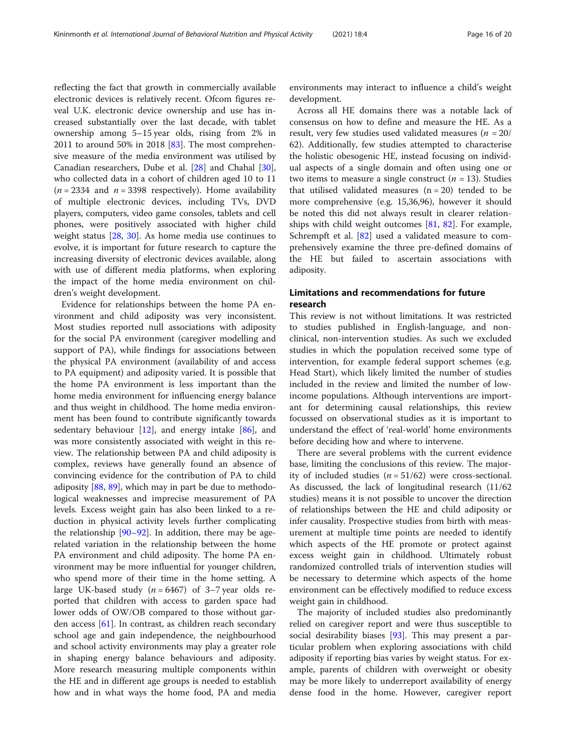reflecting the fact that growth in commercially available electronic devices is relatively recent. Ofcom figures reveal U.K. electronic device ownership and use has increased substantially over the last decade, with tablet ownership among 5–15 year olds, rising from 2% in 2011 to around 50% in 2018 [83]. The most comprehensive measure of the media environment was utilised by Canadian researchers, Dube et al. [28] and Chahal [30], who collected data in a cohort of children aged 10 to 11 ($n = 2334$ and $n = 3398$ respectively). Home availability of multiple electronic devices, including TVs, DVD players, computers, video game consoles, tablets and cell phones, were positively associated with higher child weight status [28, 30]. As home media use continues to evolve, it is important for future research to capture the increasing diversity of electronic devices available, along with use of different media platforms, when exploring the impact of the home media environment on children's weight development.

Evidence for relationships between the home PA environment and child adiposity was very inconsistent. Most studies reported null associations with adiposity for the social PA environment (caregiver modelling and support of PA), while findings for associations between the physical PA environment (availability of and access to PA equipment) and adiposity varied. It is possible that the home PA environment is less important than the home media environment for influencing energy balance and thus weight in childhood. The home media environment has been found to contribute significantly towards sedentary behaviour [12], and energy intake [86], and was more consistently associated with weight in this review. The relationship between PA and child adiposity is complex, reviews have generally found an absence of convincing evidence for the contribution of PA to child adiposity [88, 89], which may in part be due to methodological weaknesses and imprecise measurement of PA levels. Excess weight gain has also been linked to a reduction in physical activity levels further complicating the relationship [90–92]. In addition, there may be age-related variation in the relationship between the home PA environment and child adiposity. The home PA environment may be more influential for younger children, who spend more of their time in the home setting. A large UK-based study ($n = 6467$) of 3–7 year olds reported that children with access to garden space had lower odds of OW/OB compared to those without garden access [61]. In contrast, as children reach secondary school age and gain independence, the neighbourhood and school activity environments may play a greater role in shaping energy balance behaviours and adiposity. More research measuring multiple components within the HE and in different age groups is needed to establish how and in what ways the home food, PA and media environments may interact to influence a child's weight development.

Across all HE domains there was a notable lack of consensus on how to define and measure the HE. As a result, very few studies used validated measures ($n = 20/62$). Additionally, few studies attempted to characterise the holistic obesogenic HE, instead focusing on individual aspects of a single domain and often using one or two items to measure a single construct ($n = 13$). Studies that utilised validated measures ($n = 20$) tended to be more comprehensive (e.g. 15,36,96), however it should be noted this did not always result in clearer relationships with child weight outcomes [81, 82]. For example, Schrempft et al. [82] used a validated measure to comprehensively examine the three pre-defined domains of the HE but failed to ascertain associations with adiposity.

## Limitations and recommendations for future research

This review is not without limitations. It was restricted to studies published in English-language, and non-clinical, non-intervention studies. As such we excluded studies in which the population received some type of intervention, for example federal support schemes (e.g. Head Start), which likely limited the number of studies included in the review and limited the number of low-income populations. Although interventions are important for determining causal relationships, this review focussed on observational studies as it is important to understand the effect of 'real-world' home environments before deciding how and where to intervene.

There are several problems with the current evidence base, limiting the conclusions of this review. The majority of included studies ($n = 51/62$) were cross-sectional. As discussed, the lack of longitudinal research (11/62 studies) means it is not possible to uncover the direction of relationships between the HE and child adiposity or infer causality. Prospective studies from birth with measurement at multiple time points are needed to identify which aspects of the HE promote or protect against excess weight gain in childhood. Ultimately robust randomized controlled trials of intervention studies will be necessary to determine which aspects of the home environment can be effectively modified to reduce excess weight gain in childhood.

The majority of included studies also predominantly relied on caregiver report and were thus susceptible to social desirability biases [93]. This may present a particular problem when exploring associations with child adiposity if reporting bias varies by weight status. For example, parents of children with overweight or obesity may be more likely to underreport availability of energy dense food in the home. However, caregiver report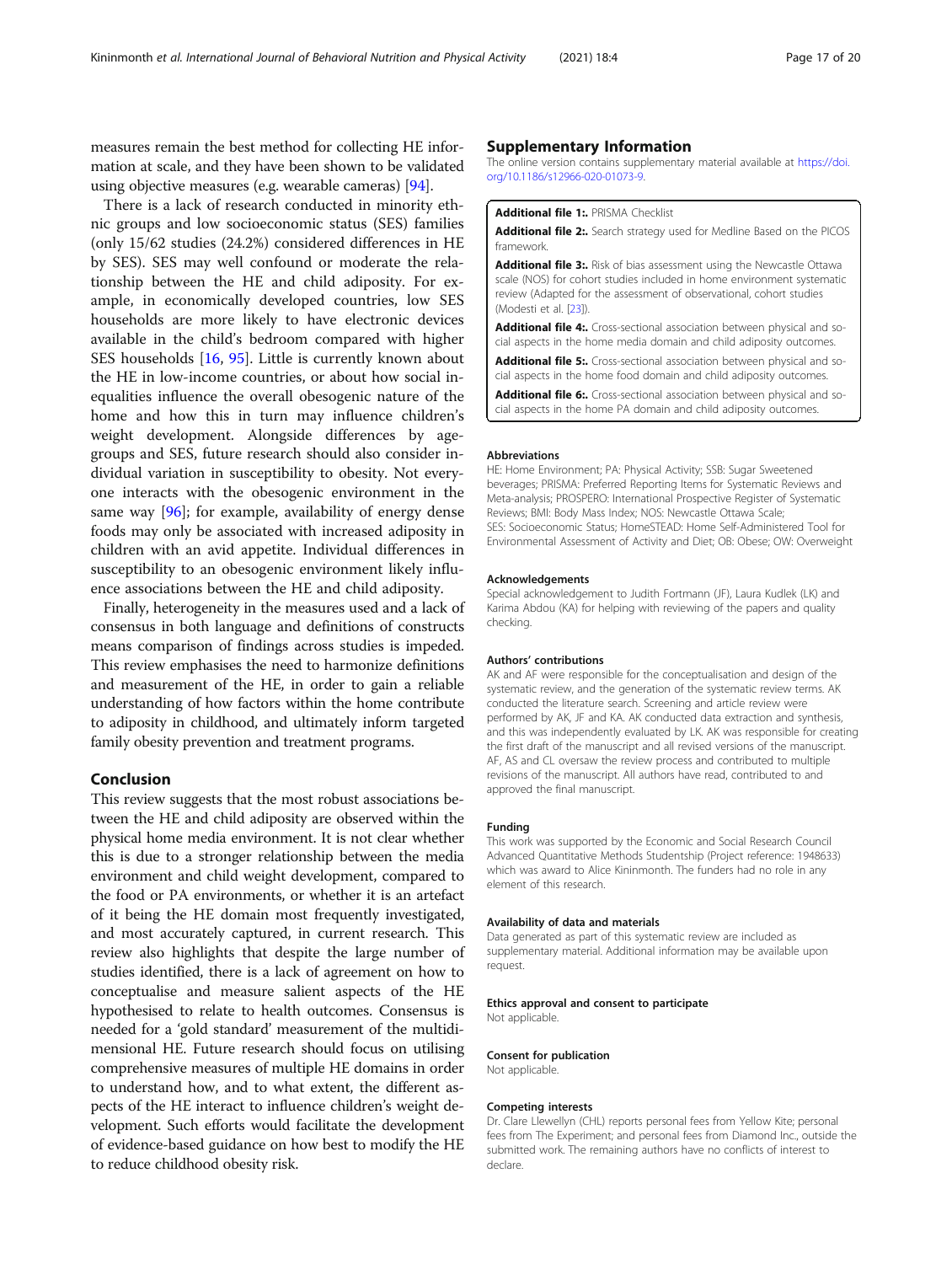measures remain the best method for collecting HE information at scale, and they have been shown to be validated using objective measures (e.g. wearable cameras) [94].

There is a lack of research conducted in minority ethnic groups and low socioeconomic status (SES) families (only 15/62 studies (24.2%) considered differences in HE by SES). SES may well confound or moderate the relationship between the HE and child adiposity. For example, in economically developed countries, low SES households are more likely to have electronic devices available in the child's bedroom compared with higher SES households [16, 95]. Little is currently known about the HE in low-income countries, or about how social inequalities influence the overall obesogenic nature of the home and how this in turn may influence children's weight development. Alongside differences by age-groups and SES, future research should also consider individual variation in susceptibility to obesity. Not everyone interacts with the obesogenic environment in the same way [96]; for example, availability of energy dense foods may only be associated with increased adiposity in children with an avid appetite. Individual differences in susceptibility to an obesogenic environment likely influence associations between the HE and child adiposity.

Finally, heterogeneity in the measures used and a lack of consensus in both language and definitions of constructs means comparison of findings across studies is impeded. This review emphasises the need to harmonize definitions and measurement of the HE, in order to gain a reliable understanding of how factors within the home contribute to adiposity in childhood, and ultimately inform targeted family obesity prevention and treatment programs.

## Conclusion

This review suggests that the most robust associations between the HE and child adiposity are observed within the physical home media environment. It is not clear whether this is due to a stronger relationship between the media environment and child weight development, compared to the food or PA environments, or whether it is an artefact of it being the HE domain most frequently investigated, and most accurately captured, in current research. This review also highlights that despite the large number of studies identified, there is a lack of agreement on how to conceptualise and measure salient aspects of the HE hypothesised to relate to health outcomes. Consensus is needed for a 'gold standard' measurement of the multidimensional HE. Future research should focus on utilising comprehensive measures of multiple HE domains in order to understand how, and to what extent, the different aspects of the HE interact to influence children's weight development. Such efforts would facilitate the development of evidence-based guidance on how best to modify the HE to reduce childhood obesity risk.

## Supplementary Information

The online version contains supplementary material available at https://doi.org/10.1186/s12966-020-01073-9.

**Additional file 1:.** PRISMA Checklist

**Additional file 2:.** Search strategy used for Medline Based on the PICOS framework.

**Additional file 3:.** Risk of bias assessment using the Newcastle Ottawa scale (NOS) for cohort studies included in home environment systematic review (Adapted for the assessment of observational, cohort studies (Modesti et al. [23]).

**Additional file 4:.** Cross-sectional association between physical and social aspects in the home media domain and child adiposity outcomes.

**Additional file 5:.** Cross-sectional association between physical and social aspects in the home food domain and child adiposity outcomes.

**Additional file 6:.** Cross-sectional association between physical and social aspects in the home PA domain and child adiposity outcomes.

### Abbreviations

HE: Home Environment; PA: Physical Activity; SSB: Sugar Sweetened beverages; PRISMA: Preferred Reporting Items for Systematic Reviews and Meta-analysis; PROSPERO: International Prospective Register of Systematic Reviews; BMI: Body Mass Index; NOS: Newcastle Ottawa Scale; SES: Socioeconomic Status; HomeSTEAD: Home Self-Administered Tool for Environmental Assessment of Activity and Diet; OB: Obese; OW: Overweight

### Acknowledgements

Special acknowledgement to Judith Fortmann (JF), Laura Kudlek (LK) and Karima Abdou (KA) for helping with reviewing of the papers and quality checking.

### Authors' contributions

AK and AF were responsible for the conceptualisation and design of the systematic review, and the generation of the systematic review terms. AK conducted the literature search. Screening and article review were performed by AK, JF and KA. AK conducted data extraction and synthesis, and this was independently evaluated by LK. AK was responsible for creating the first draft of the manuscript and all revised versions of the manuscript. AF, AS and CL oversaw the review process and contributed to multiple revisions of the manuscript. All authors have read, contributed to and approved the final manuscript.

### Funding

This work was supported by the Economic and Social Research Council Advanced Quantitative Methods Studentship (Project reference: 1948633) which was award to Alice Kininmonth. The funders had no role in any element of this research.

### Availability of data and materials

Data generated as part of this systematic review are included as supplementary material. Additional information may be available upon request.

### Ethics approval and consent to participate

Not applicable.

### Consent for publication

Not applicable.

### Competing interests

Dr. Clare Llewellyn (CHL) reports personal fees from Yellow Kite; personal fees from The Experiment; and personal fees from Diamond Inc., outside the submitted work. The remaining authors have no conflicts of interest to declare.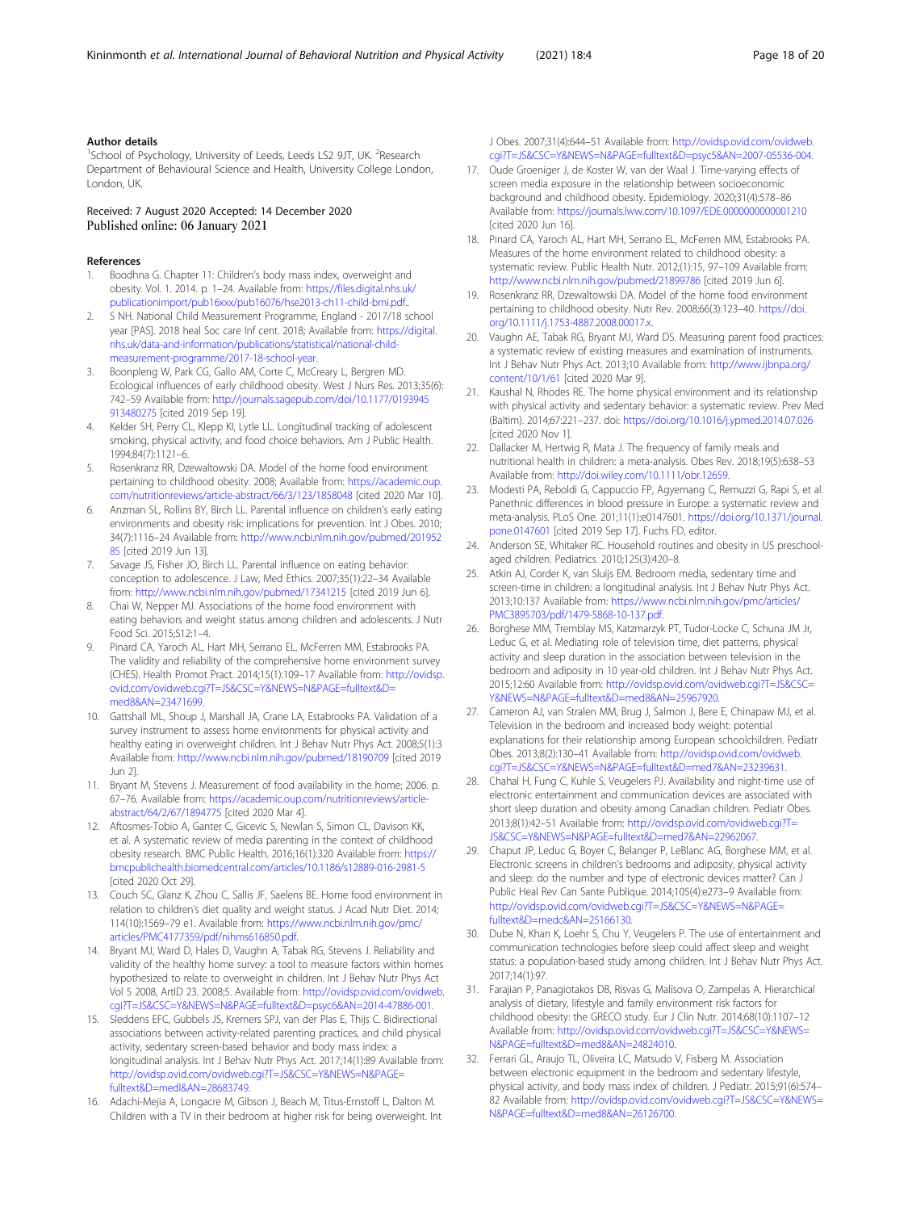### Author details

[1]School of Psychology, University of Leeds, Leeds LS2 9JT, UK. [2]Research Department of Behavioural Science and Health, University College London, London, UK.

Received: 7 August 2020 Accepted: 14 December 2020
Published online: 06 January 2021

### References

1. Boodhna G. Chapter 11: Children's body mass index, overweight and obesity. Vol. 1. 2014. p. 1–24. Available from: https://files.digital.nhs.uk/publicationimport/pub16xxx/pub16076/hse2013-ch11-child-bmi.pdf..
2. S NH. National Child Measurement Programme, England - 2017/18 school year [PAS]. 2018 heal Soc care Inf cent. 2018; Available from: https://digital.nhs.uk/data-and-information/publications/statistical/national-child-measurement-programme/2017-18-school-year.
3. Boonpleng W, Park CG, Gallo AM, Corte C, McCreary L, Bergren MD. Ecological influences of early childhood obesity. West J Nurs Res. 2013;35(6):742–59 Available from: http://journals.sagepub.com/doi/10.1177/0193945913480275 [cited 2019 Sep 19].
4. Kelder SH, Perry CL, Klepp KI, Lytle LL. Longitudinal tracking of adolescent smoking, physical activity, and food choice behaviors. Am J Public Health. 1994;84(7):1121–6.
5. Rosenkranz RR, Dzewaltowski DA. Model of the home food environment pertaining to childhood obesity. 2008; Available from: https://academic.oup.com/nutritionreviews/article-abstract/66/3/123/1858048 [cited 2020 Mar 10].
6. Anzman SL, Rollins BY, Birch LL. Parental influence on children's early eating environments and obesity risk: implications for prevention. Int J Obes. 2010;34(7):1116–24 Available from: http://www.ncbi.nlm.nih.gov/pubmed/20195285 [cited 2019 Jun 13].
7. Savage JS, Fisher JO, Birch LL. Parental influence on eating behavior: conception to adolescence. J Law, Med Ethics. 2007;35(1):22–34 Available from: http://www.ncbi.nlm.nih.gov/pubmed/17341215 [cited 2019 Jun 6].
8. Chai W, Nepper MJ. Associations of the home food environment with eating behaviors and weight status among children and adolescents. J Nutr Food Sci. 2015;S12:1–4.
9. Pinard CA, Yaroch AL, Hart MH, Serrano EL, McFerren MM, Estabrooks PA. The validity and reliability of the comprehensive home environment survey (CHES). Health Promot Pract. 2014;15(1):109–17 Available from: http://ovidsp.ovid.com/ovidweb.cgi?T=JS&CSC=Y&NEWS=N&PAGE=fulltext&D=med8&AN=23471699.
10. Gattshall ML, Shoup J, Marshall JA, Crane LA, Estabrooks PA. Validation of a survey instrument to assess home environments for physical activity and healthy eating in overweight children. Int J Behav Nutr Phys Act. 2008;5(1):3 Available from: http://www.ncbi.nlm.nih.gov/pubmed/18190709 [cited 2019 Jun 2].
11. Bryant M, Stevens J. Measurement of food availability in the home; 2006. p. 67–76. Available from: https://academic.oup.com/nutritionreviews/article-abstract/64/2/67/1894775 [cited 2020 Mar 4].
12. Aftosmes-Tobio A, Ganter C, Gicevic S, Newlan S, Simon CL, Davison KK, et al. A systematic review of media parenting in the context of childhood obesity research. BMC Public Health. 2016;16(1):320 Available from: https://bmcpublichealth.biomedcentral.com/articles/10.1186/s12889-016-2981-5 [cited 2020 Oct 29].
13. Couch SC, Glanz K, Zhou C, Sallis JF, Saelens BE. Home food environment in relation to children's diet quality and weight status. J Acad Nutr Diet. 2014;114(10):1569–79 e1. Available from: https://www.ncbi.nlm.nih.gov/pmc/articles/PMC4177359/pdf/nihms616850.pdf.
14. Bryant MJ, Ward D, Hales D, Vaughn A, Tabak RG, Stevens J. Reliability and validity of the healthy home survey: a tool to measure factors within homes hypothesized to relate to overweight in children. Int J Behav Nutr Phys Act Vol 5 2008, ArtID 23. 2008;5. Available from: http://ovidsp.ovid.com/ovidweb.cgi?T=JS&CSC=Y&NEWS=N&PAGE=fulltext&D=psyc6&AN=2014-47886-001.
15. Sleddens EFC, Gubbels JS, Kremers SPJ, van der Plas E, Thijs C. Bidirectional associations between activity-related parenting practices, and child physical activity, sedentary screen-based behavior and body mass index: a longitudinal analysis. Int J Behav Nutr Phys Act. 2017;14(1):89 Available from: http://ovidsp.ovid.com/ovidweb.cgi?T=JS&CSC=Y&NEWS=N&PAGE=fulltext&D=medl&AN=28683749.
16. Adachi-Mejia A, Longacre M, Gibson J, Beach M, Titus-Ernstoff L, Dalton M. Children with a TV in their bedroom at higher risk for being overweight. Int J Obes. 2007;31(4):644–51 Available from: http://ovidsp.ovid.com/ovidweb.cgi?T=JS&CSC=Y&NEWS=N&PAGE=fulltext&D=psyc5&AN=2007-05536-004.
17. Oude Groeniger J, de Koster W, van der Waal J. Time-varying effects of screen media exposure in the relationship between socioeconomic background and childhood obesity. Epidemiology. 2020;31(4):578–86 Available from: https://journals.lww.com/10.1097/EDE.0000000000001210 [cited 2020 Jun 16].
18. Pinard CA, Yaroch AL, Hart MH, Serrano EL, McFerren MM, Estabrooks PA. Measures of the home environment related to childhood obesity: a systematic review. Public Health Nutr. 2012;(1):15, 97–109 Available from: http://www.ncbi.nlm.nih.gov/pubmed/21899786 [cited 2019 Jun 6].
19. Rosenkranz RR, Dzewaltowski DA. Model of the home food environment pertaining to childhood obesity. Nutr Rev. 2008;66(3):123–40. https://doi.org/10.1111/j.1753-4887.2008.00017.x.
20. Vaughn AE, Tabak RG, Bryant MJ, Ward DS. Measuring parent food practices: a systematic review of existing measures and examination of instruments. Int J Behav Nutr Phys Act. 2013;10 Available from: http://www.ijbnpa.org/content/10/1/61 [cited 2020 Mar 9].
21. Kaushal N, Rhodes RE. The home physical environment and its relationship with physical activity and sedentary behavior: a systematic review. Prev Med (Baltim). 2014;67:221–237. doi: https://doi.org/10.1016/j.ypmed.2014.07.026 [cited 2020 Nov 1].
22. Dallacker M, Hertwig R, Mata J. The frequency of family meals and nutritional health in children: a meta-analysis. Obes Rev. 2018;19(5):638–53 Available from: http://doi.wiley.com/10.1111/obr.12659.
23. Modesti PA, Reboldi G, Cappuccio FP, Agyemang C, Remuzzi G, Rapi S, et al. Panethnic differences in blood pressure in Europe: a systematic review and meta-analysis. PLoS One. 201;11(1):e0147601. https://doi.org/10.1371/journal.pone.0147601 [cited 2019 Sep 17]. Fuchs FD, editor.
24. Anderson SE, Whitaker RC. Household routines and obesity in US preschool-aged children. Pediatrics. 2010;125(3):420–8.
25. Atkin AJ, Corder K, van Sluijs EM. Bedroom media, sedentary time and screen-time in children: a longitudinal analysis. Int J Behav Nutr Phys Act. 2013;10:137 Available from: https://www.ncbi.nlm.nih.gov/pmc/articles/PMC3895703/pdf/1479-5868-10-137.pdf.
26. Borghese MM, Tremblay MS, Katzmarzyk PT, Tudor-Locke C, Schuna JM Jr, Leduc G, et al. Mediating role of television time, diet patterns, physical activity and sleep duration in the association between television in the bedroom and adiposity in 10 year-old children. Int J Behav Nutr Phys Act. 2015;12:60 Available from: http://ovidsp.ovid.com/ovidweb.cgi?T=JS&CSC=Y&NEWS=N&PAGE=fulltext&D=med8&AN=25967920.
27. Cameron AJ, van Stralen MM, Brug J, Salmon J, Bere E, Chinapaw MJ, et al. Television in the bedroom and increased body weight: potential explanations for their relationship among European schoolchildren. Pediatr Obes. 2013;8(2):130–41 Available from: http://ovidsp.ovid.com/ovidweb.cgi?T=JS&CSC=Y&NEWS=N&PAGE=fulltext&D=med7&AN=23239631.
28. Chahal H, Fung C, Kuhle S, Veugelers PJ. Availability and night-time use of electronic entertainment and communication devices are associated with short sleep duration and obesity among Canadian children. Pediatr Obes. 2013;8(1):42–51 Available from: http://ovidsp.ovid.com/ovidweb.cgi?T=JS&CSC=Y&NEWS=N&PAGE=fulltext&D=med7&AN=22962067.
29. Chaput JP, Leduc G, Boyer C, Belanger P, LeBlanc AG, Borghese MM, et al. Electronic screens in children's bedrooms and adiposity, physical activity and sleep: do the number and type of electronic devices matter? Can J Public Heal Rev Can Sante Publique. 2014;105(4):e273–9 Available from: http://ovidsp.ovid.com/ovidweb.cgi?T=JS&CSC=Y&NEWS=N&PAGE=fulltext&D=medc&AN=25166130.
30. Dube N, Khan K, Loehr S, Chu Y, Veugelers P. The use of entertainment and communication technologies before sleep could affect sleep and weight status: a population-based study among children. Int J Behav Nutr Phys Act. 2017;14(1):97.
31. Farajian P, Panagiotakos DB, Risvas G, Malisova O, Zampelas A. Hierarchical analysis of dietary, lifestyle and family environment risk factors for childhood obesity: the GRECO study. Eur J Clin Nutr. 2014;68(10):1107–12 Available from: http://ovidsp.ovid.com/ovidweb.cgi?T=JS&CSC=Y&NEWS=N&PAGE=fulltext&D=med8&AN=24824010.
32. Ferrari GL, Araujo TL, Oliveira LC, Matsudo V, Fisberg M. Association between electronic equipment in the bedroom and sedentary lifestyle, physical activity, and body mass index of children. J Pediatr. 2015;91(6):574–82 Available from: http://ovidsp.ovid.com/ovidweb.cgi?T=JS&CSC=Y&NEWS=N&PAGE=fulltext&D=med8&AN=26126700.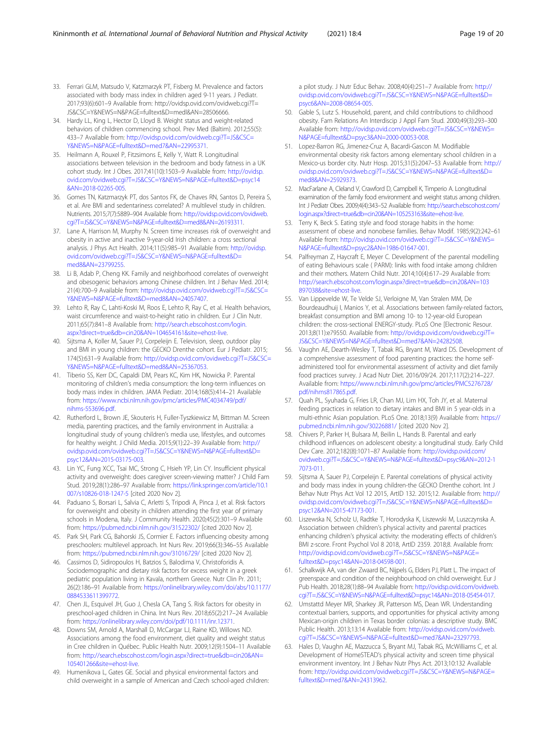33. Ferrari GLM, Matsudo V, Katzmarzyk PT, Fisberg M. Prevalence and factors associated with body mass index in children aged 9-11 years. J Pediatr. 2017;93(6):601–9 Available from: http://ovidsp.ovid.com/ovidweb.cgi?T=JS&CSC=Y&NEWS=N&PAGE=fulltext&D=medl&AN=28506666.
34. Hardy LL, King L, Hector D, Lloyd B. Weight status and weight-related behaviors of children commencing school. Prev Med (Baltim). 2012;55(5): 433–7 Available from: http://ovidsp.ovid.com/ovidweb.cgi?T=JS&CSC=Y&NEWS=N&PAGE=fulltext&D=med7&AN=22995371.
35. Heilmann A, Rouxel P, Fitzsimons E, Kelly Y, Watt R. Longitudinal associations between television in the bedroom and body fatness in a UK cohort study. Int J Obes. 2017;41(10):1503–9 Available from: http://ovidsp.ovid.com/ovidweb.cgi?T=JS&CSC=Y&NEWS=N&PAGE=fulltext&D=psyc14&AN=2018-02265-005.
36. Gomes TN, Katzmarzyk PT, dos Santos FK, de Chaves RN, Santos D, Pereira S, et al. Are BMI and sedentariness correlated? A multilevel study in children. Nutrients. 2015;7(7):5889–904 Available from: http://ovidsp.ovid.com/ovidweb.cgi?T=JS&CSC=Y&NEWS=N&PAGE=fulltext&D=med8&AN=26193311.
37. Lane A, Harrison M, Murphy N. Screen time increases risk of overweight and obesity in active and inactive 9-year-old Irish children: a cross sectional analysis. J Phys Act Health. 2014;11(5):985–91 Available from: http://ovidsp.ovid.com/ovidweb.cgi?T=JS&CSC=Y&NEWS=N&PAGE=fulltext&D=med8&AN=23799255.
38. Li B, Adab P, Cheng KK. Family and neighborhood correlates of overweight and obesogenic behaviors among Chinese children. Int J Behav Med. 2014; 21(4):700–9 Available from: http://ovidsp.ovid.com/ovidweb.cgi?T=JS&CSC=Y&NEWS=N&PAGE=fulltext&D=med8&AN=24057407.
39. Lehto R, Ray C, Lahti-Koski M, Roos E, Lehto R, Ray C, et al. Health behaviors, waist circumference and waist-to-height ratio in children. Eur J Clin Nutr. 2011;65(7):841–8 Available from: http://search.ebscohost.com/login.aspx?direct=true&db=cin20&AN=104654161&site=ehost-live.
40. Sijtsma A, Koller M, Sauer PJ, Corpeleijn E. Television, sleep, outdoor play and BMI in young children: the GECKO Drenthe cohort. Eur J Pediatr. 2015; 174(5):631–9 Available from: http://ovidsp.ovid.com/ovidweb.cgi?T=JS&CSC=Y&NEWS=N&PAGE=fulltext&D=med8&AN=25367053.
41. Tiberio SS, Kerr DC, Capaldi DM, Pears KC, Kim HK, Nowicka P. Parental monitoring of children's media consumption: the long-term influences on body mass index in children. JAMA Pediatr. 2014;168(5):414–21 Available from: https://www.ncbi.nlm.nih.gov/pmc/articles/PMC4034749/pdf/nihms-553696.pdf.
42. Rutherford L, Brown JE, Skouteris H, Fuller-Tyszkiewicz M, Bittman M. Screen media, parenting practices, and the family environment in Australia: a longitudinal study of young children's media use, lifestyles, and outcomes for healthy weight. J Child Media. 2015;9(1):22–39 Available from: http://ovidsp.ovid.com/ovidweb.cgi?T=JS&CSC=Y&NEWS=N&PAGE=fulltext&D=psyc12&AN=2015-03175-003.
43. Lin YC, Fung XCC, Tsai MC, Strong C, Hsieh YP, Lin CY. Insufficient physical activity and overweight: does caregiver screen-viewing matter? J Child Fam Stud. 2019;28(1):286–97 Available from: https://link.springer.com/article/10.1007/s10826-018-1247-5 [cited 2020 Nov 2].
44. Paduano S, Borsari L, Salvia C, Arletti S, Tripodi A, Pinca J, et al. Risk factors for overweight and obesity in children attending the first year of primary schools in Modena, Italy. J Community Health. 2020;45(2):301–9 Available from: https://pubmed.ncbi.nlm.nih.gov/31522302/ [cited 2020 Nov 2].
45. Park SH, Park CG, Bahorski JS, Cormier E. Factors influencing obesity among preschoolers: multilevel approach. Int Nurs Rev. 2019;66(3):346–55 Available from: https://pubmed.ncbi.nlm.nih.gov/31016729/ [cited 2020 Nov 2].
46. Cassimos D, Sidiropoulos H, Batzios S, Balodima V, Christoforidis A. Sociodemographic and dietary risk factors for excess weight in a greek pediatric population living in Kavala, northern Greece. Nutr Clin Pr. 2011; 26(2):186–91 Available from: https://onlinelibrary.wiley.com/doi/abs/10.1177/0884533611399772.
47. Chen JL, Esquivel JH, Guo J, Chesla CA, Tang S. Risk factors for obesity in preschool-aged children in China. Int Nurs Rev. 2018;65(2):217–24 Available from: https://onlinelibrary.wiley.com/doi/pdf/10.1111/inr.12371.
48. Downs SM, Arnold A, Marshall D, McCargar LJ, Raine KD, Willows ND. Associations among the food environment, diet quality and weight status in Cree children in Québec. Public Health Nutr. 2009;12(9):1504–11 Available from: http://search.ebscohost.com/login.aspx?direct=true&db=cin20&AN=105401266&site=ehost-live.
49. Humenikova L, Gates GE. Social and physical environmental factors and child overweight in a sample of American and Czech school-aged children: a pilot study. J Nutr Educ Behav. 2008;40(4):251–7 Available from: http://ovidsp.ovid.com/ovidweb.cgi?T=JS&CSC=Y&NEWS=N&PAGE=fulltext&D=psyc6&AN=2008-08654-005.
50. Gable S, Lutz S. Household, parent, and child contributions to childhood obesity. Fam Relations An Interdiscip J Appl Fam Stud. 2000;49(3):293–300 Available from: http://ovidsp.ovid.com/ovidweb.cgi?T=JS&CSC=Y&NEWS=N&PAGE=fulltext&D=psyc3&AN=2000-00053-008.
51. Lopez-Barron RG, Jimenez-Cruz A, Bacardi-Gascon M. Modifiable environmental obesity risk factors among elementary school children in a Mexico-us border city. Nutr Hosp. 2015;31(5):2047–53 Available from: http://ovidsp.ovid.com/ovidweb.cgi?T=JS&CSC=Y&NEWS=N&PAGE=fulltext&D=med8&AN=25929373.
52. MacFarlane A, Cleland V, Crawford D, Campbell K, Timperio A. Longitudinal examination of the family food environment and weight status among children. Int J Pediatr Obes. 2009;4(4):343–52 Available from: http://search.ebscohost.com/login.aspx?direct=true&db=cin20&AN=105253163&site=ehost-live.
53. Terry K, Beck S. Eating style and food storage habits in the home: assessment of obese and nonobese families. Behav Modif. 1985;9(2):242–61 Available from: http://ovidsp.ovid.com/ovidweb.cgi?T=JS&CSC=Y&NEWS=N&PAGE=fulltext&D=psyc2&AN=1986-01647-001.
54. Palfreyman Z, Haycraft E, Meyer C. Development of the parental modelling of eating Behaviours scale ( PARM): links with food intake among children and their mothers. Matern Child Nutr. 2014;10(4):617–29 Available from: http://search.ebscohost.com/login.aspx?direct=true&db=cin20&AN=103897038&site=ehost-live.
55. Van Lippevelde W, Te Velde SJ, Verloigne M, Van Stralen MM, De Bourdeaudhuij I, Manios Y, et al. Associations between family-related factors, breakfast consumption and BMI among 10- to 12-year-old European children: the cross-sectional ENERGY-study. PLoS One [Electronic Resour. 2013;8(11):e79550. Available from: http://ovidsp.ovid.com/ovidweb.cgi?T=JS&CSC=Y&NEWS=N&PAGE=fulltext&D=med7&AN=24282508.
56. Vaughn AE, Dearth-Wesley T, Tabak RG, Bryant M, Ward DS. Development of a comprehensive assessment of food parenting practices: the home self-administered tool for environmental assessment of activity and diet family food practices survey. J Acad Nutr Diet. 2016/09/24. 2017;117(2):214–227. Available from: https://www.ncbi.nlm.nih.gov/pmc/articles/PMC5276728/pdf/nihms817865.pdf.
57. Quah PL, Syuhada G, Fries LR, Chan MJ, Lim HX, Toh JY, et al. Maternal feeding practices in relation to dietary intakes and BMI in 5 year-olds in a multi-ethnic Asian population. PLoS One. 2018;13(9) Available from: https://pubmed.ncbi.nlm.nih.gov/30226881/ [cited 2020 Nov 2].
58. Chivers P, Parker H, Bulsara M, Beilin L, Hands B. Parental and early childhood influences on adolescent obesity: a longitudinal study. Early Child Dev Care. 2012;182(8):1071–87 Available from: http://ovidsp.ovid.com/ovidweb.cgi?T=JS&CSC=Y&NEWS=N&PAGE=fulltext&D=psyc9&AN=2012-17073-011.
59. Sijtsma A, Sauer PJ, Corpeleijn E. Parental correlations of physical activity and body mass index in young children-the GECKO Drenthe cohort. Int J Behav Nutr Phys Act Vol 12 2015, ArtID 132. 2015;12. Available from: http://ovidsp.ovid.com/ovidweb.cgi?T=JS&CSC=Y&NEWS=N&PAGE=fulltext&D=psyc12&AN=2015-47173-001.
60. Liszewska N, Scholz U, Radtke T, Horodyska K, Liszewski M, Luszczynska A. Association between children's physical activity and parental practices enhancing children's physical activity: the moderating effects of children's BMI z-score. Front Psychol Vol 8 2018, ArtID 2359. 2018;8. Available from: http://ovidsp.ovid.com/ovidweb.cgi?T=JS&CSC=Y&NEWS=N&PAGE=fulltext&D=psyc14&AN=2018-04598-001.
61. Schalkwijk AA, van der Zwaard BC, Nijpels G, Elders PJ, Platt L. The impact of greenspace and condition of the neighbourhood on child overweight. Eur J Pub Health. 2018;28(1):88–94 Available from: http://ovidsp.ovid.com/ovidweb.cgi?T=JS&CSC=Y&NEWS=N&PAGE=fulltext&D=psyc14&AN=2018-05454-017.
62. Umstattd Meyer MR, Sharkey JR, Patterson MS, Dean WR. Understanding contextual barriers, supports, and opportunities for physical activity among Mexican-origin children in Texas border colonias: a descriptive study. BMC Public Health. 2013;13:14 Available from: http://ovidsp.ovid.com/ovidweb.cgi?T=JS&CSC=Y&NEWS=N&PAGE=fulltext&D=med7&AN=23297793.
63. Hales D, Vaughn AE, Mazzucca S, Bryant MJ, Tabak RG, McWilliams C, et al. Development of HomeSTEAD's physical activity and screen time physical environment inventory. Int J Behav Nutr Phys Act. 2013;10:132 Available from: http://ovidsp.ovid.com/ovidweb.cgi?T=JS&CSC=Y&NEWS=N&PAGE=fulltext&D=med7&AN=24313962.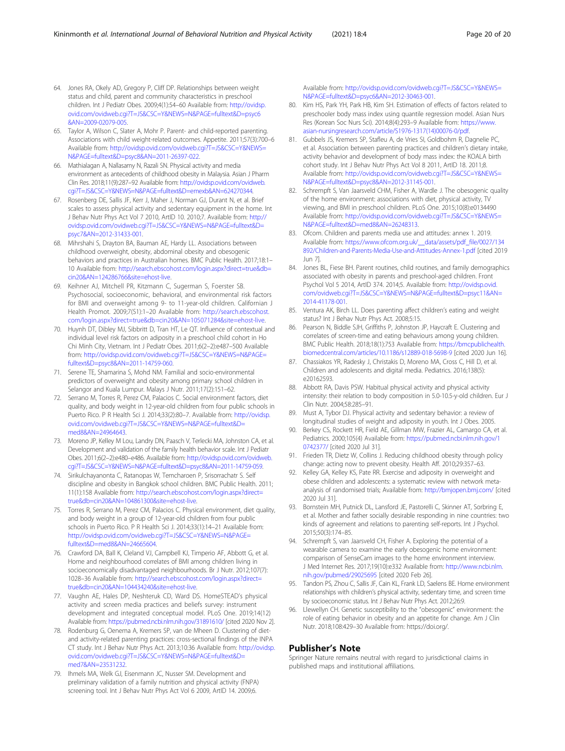64. Jones RA, Okely AD, Gregory P, Cliff DP. Relationships between weight status and child, parent and community characteristics in preschool children. Int J Pediatr Obes. 2009;4(1):54–60 Available from: http://ovidsp.ovid.com/ovidweb.cgi?T=JS&CSC=Y&NEWS=N&PAGE=fulltext&D=psyc6&AN=2009-02079-005.
65. Taylor A, Wilson C, Slater A, Mohr P. Parent- and child-reported parenting. Associations with child weight-related outcomes. Appetite. 2011;57(3):700–6 Available from: http://ovidsp.ovid.com/ovidweb.cgi?T=JS&CSC=Y&NEWS=N&PAGE=fulltext&D=psyc8&AN=2011-26397-022.
66. Mathialagan A, Nallasamy N, Razali SN. Physical activity and media environment as antecedents of childhood obesity in Malaysia. Asian J Pharm Clin Res. 2018;11(9):287–92 Available from: http://ovidsp.ovid.com/ovidweb.cgi?T=JS&CSC=Y&NEWS=N&PAGE=fulltext&D=emexb&AN=624270344.
67. Rosenberg DE, Sallis JF, Kerr J, Maher J, Norman GJ, Durant N, et al. Brief scales to assess physical activity and sedentary equipment in the home. Int J Behav Nutr Phys Act Vol 7 2010, ArtID 10. 2010;7. Available from: http://ovidsp.ovid.com/ovidweb.cgi?T=JS&CSC=Y&NEWS=N&PAGE=fulltext&D=psyc7&AN=2012-31433-001.
68. Mihrshahi S, Drayton BA, Bauman AE, Hardy LL. Associations between childhood overweight, obesity, abdominal obesity and obesogenic behaviors and practices in Australian homes. BMC Public Health. 2017;18:1–10 Available from: http://search.ebscohost.com/login.aspx?direct=true&db=cin20&AN=124286766&site=ehost-live.
69. Keihner AJ, Mitchell PR, Kitzmann C, Sugerman S, Foerster SB. Psychosocial, socioeconomic, behavioral, and environmental risk factors for BMI and overweight among 9- to 11-year-old children. Californian J Health Promot. 2009;7(S1):1–20 Available from: http://search.ebscohost.com/login.aspx?direct=true&db=cin20&AN=105071284&site=ehost-live.
70. Huynh DT, Dibley MJ, Sibbritt D, Tran HT, Le QT. Influence of contextual and individual level risk factors on adiposity in a preschool child cohort in Ho Chi Minh City, Vietnam. Int J Pediatr Obes. 2011;6(2–2):e487–500 Available from: http://ovidsp.ovid.com/ovidweb.cgi?T=JS&CSC=Y&NEWS=N&PAGE=fulltext&D=psyc8&AN=2011-14759-060.
71. Serene TE, Shamarina S, Mohd NM. Familial and socio-environmental predictors of overweight and obesity among primary school children in Selangor and Kuala Lumpur. Malays J Nutr. 2011;17(2):151–62.
72. Serrano M, Torres R, Perez CM, Palacios C. Social environment factors, diet quality, and body weight in 12-year-old children from four public schools in Puerto Rico. P R Health Sci J. 2014;33(2):80–7. Available from: http://ovidsp.ovid.com/ovidweb.cgi?T=JS&CSC=Y&NEWS=N&PAGE=fulltext&D=med8&AN=24964643.
73. Moreno JP, Kelley M Lou, Landry DN, Paasch V, Terlecki MA, Johnston CA, et al. Development and validation of the family health behavior scale. Int J Pediatr Obes. 2011;6(2–2):e480–e486. Available from: http://ovidsp.ovid.com/ovidweb.cgi?T=JS&CSC=Y&NEWS=N&PAGE=fulltext&D=psyc8&AN=2011-14759-059.
74. Sirikulchayanonta C, Ratanopas W, Temcharoen P, Srisorrachatr S. Self discipline and obesity in Bangkok school children. BMC Public Health. 2011;11(1):158 Available from: http://search.ebscohost.com/login.aspx?direct=true&db=cin20&AN=104861300&site=ehost-live.
75. Torres R, Serrano M, Perez CM, Palacios C. Physical environment, diet quality, and body weight in a group of 12-year-old children from four public schools in Puerto Rico. P R Health Sci J. 2014;33(1):14–21 Available from: http://ovidsp.ovid.com/ovidweb.cgi?T=JS&CSC=Y&NEWS=N&PAGE=fulltext&D=med8&AN=24665604.
76. Crawford DA, Ball K, Cleland VJ, Campbell KJ, Timperio AF, Abbott G, et al. Home and neighbourhood correlates of BMI among children living in socioeconomically disadvantaged neighbourhoods. Br J Nutr. 2012;107(7):1028–36 Available from: http://search.ebscohost.com/login.aspx?direct=true&db=cin20&AN=104434240&site=ehost-live.
77. Vaughn AE, Hales DP, Neshteruk CD, Ward DS. HomeSTEAD's physical activity and screen media practices and beliefs survey: instrument development and integrated conceptual model. PLoS One. 2019;14(12) Available from: https://pubmed.ncbi.nlm.nih.gov/31891610/ [cited 2020 Nov 2].
78. Rodenburg G, Oenema A, Kremers SP, van de Mheen D. Clustering of diet- and activity-related parenting practices: cross-sectional findings of the INPACT study. Int J Behav Nutr Phys Act. 2013;10:36 Available from: http://ovidsp.ovid.com/ovidweb.cgi?T=JS&CSC=Y&NEWS=N&PAGE=fulltext&D=med7&AN=23531232.
79. Ihmels MA, Welk GJ, Eisenmann JC, Nusser SM. Development and preliminary validation of a family nutrition and physical activity (FNPA) screening tool. Int J Behav Nutr Phys Act Vol 6 2009, ArtID 14. 2009;6. Available from: http://ovidsp.ovid.com/ovidweb.cgi?T=JS&CSC=Y&NEWS=N&PAGE=fulltext&D=psyc6&AN=2012-30463-001.
80. Kim HS, Park YH, Park HB, Kim SH. Estimation of effects of factors related to preschooler body mass index using quantile regression model. Asian Nurs Res (Korean Soc Nurs Sci). 2014;8(4):293–9 Available from: https://www.asian-nursingresearch.com/article/S1976-1317(14)00076-0/pdf.
81. Gubbels JS, Kremers SP, Stafleu A, de Vries SI, Goldbohm R, Dagnelie PC, et al. Association between parenting practices and children's dietary intake, activity behavior and development of body mass index: the KOALA birth cohort study. Int J Behav Nutr Phys Act Vol 8 2011, ArtID 18. 2011;8. Available from: http://ovidsp.ovid.com/ovidweb.cgi?T=JS&CSC=Y&NEWS=N&PAGE=fulltext&D=psyc8&AN=2012-31145-001.
82. Schrempft S, Van Jaarsveld CHM, Fisher A, Wardle J. The obesogenic quality of the home environment: associations with diet, physical activity, TV viewing, and BMI in preschool children. PLoS One. 2015;10(8):e0134490 Available from: http://ovidsp.ovid.com/ovidweb.cgi?T=JS&CSC=Y&NEWS=N&PAGE=fulltext&D=med8&AN=26248313.
83. Ofcom. Children and parents media use and attitudes: annex 1. 2019. Available from: https://www.ofcom.org.uk/__data/assets/pdf_file/0027/134892/Children-and-Parents-Media-Use-and-Attitudes-Annex-1.pdf [cited 2019 Jun 7].
84. Jones BL, Fiese BH. Parent routines, child routines, and family demographics associated with obesity in parents and preschool-aged children. Front Psychol Vol 5 2014, ArtID 374. 2014;5. Available from: http://ovidsp.ovid.com/ovidweb.cgi?T=JS&CSC=Y&NEWS=N&PAGE=fulltext&D=psyc11&AN=2014-41178-001.
85. Ventura AK, Birch LL. Does parenting affect children's eating and weight status? Int J Behav Nutr Phys Act. 2008;5:15.
86. Pearson N, Biddle SJH, Griffiths P, Johnston JP, Haycraft E. Clustering and correlates of screen-time and eating behaviours among young children. BMC Public Health. 2018;18(1):753 Available from: https://bmcpublichealth.biomedcentral.com/articles/10.1186/s12889-018-5698-9 [cited 2020 Jun 16].
87. Chassiakos YR, Radesky J, Christakis D, Moreno MA, Cross C, Hill D, et al. Children and adolescents and digital media. Pediatrics. 2016;138(5):e20162593.
88. Abbott RA, Davis PSW. Habitual physical activity and physical activity intensity: their relation to body composition in 5.0-10.5-y-old children. Eur J Clin Nutr. 2004;58:285–91.
89. Must A, Tybor DJ. Physical activity and sedentary behavior: a review of longitudinal studies of weight and adiposity in youth. Int J Obes. 2005.
90. Berkey CS, Rockett HR, Field AE, Gillman MW, Frazier AL, Camargo CA, et al. Pediatrics. 2000;105(4) Available from: https://pubmed.ncbi.nlm.nih.gov/10742377/ [cited 2020 Jul 31].
91. Frieden TR, Dietz W, Collins J. Reducing childhood obesity through policy change: acting now to prevent obesity. Health Aff. 2010;29:357–63.
92. Kelley GA, Kelley KS, Pate RR. Exercise and adiposity in overweight and obese children and adolescents: a systematic review with network meta-analysis of randomised trials; Available from: http://bmjopen.bmj.com/ [cited 2020 Jul 31].
93. Bornstein MH, Putnick DL, Lansford JE, Pastorelli C, Skinner AT, Sorbring E, et al. Mother and father socially desirable responding in nine countries: two kinds of agreement and relations to parenting self-reports. Int J Psychol. 2015;50(3):174–85.
94. Schrempft S, van Jaarsveld CH, Fisher A. Exploring the potential of a wearable camera to examine the early obesogenic home environment: comparison of SenseCam images to the home environment interview. J Med Internet Res. 2017;19(10):e332 Available from: http://www.ncbi.nlm.nih.gov/pubmed/29025695 [cited 2020 Feb 26].
95. Tandon PS, Zhou C, Sallis JF, Cain KL, Frank LD, Saelens BE. Home environment relationships with children's physical activity, sedentary time, and screen time by socioeconomic status. Int J Behav Nutr Phys Act. 2012;26:9.
96. Llewellyn CH. Genetic susceptibility to the "obesogenic" environment: the role of eating behavior in obesity and an appetite for change. Am J Clin Nutr. 2018;108:429–30 Available from: https://doi.org/.

## Publisher's Note

Springer Nature remains neutral with regard to jurisdictional claims in published maps and institutional affiliations.